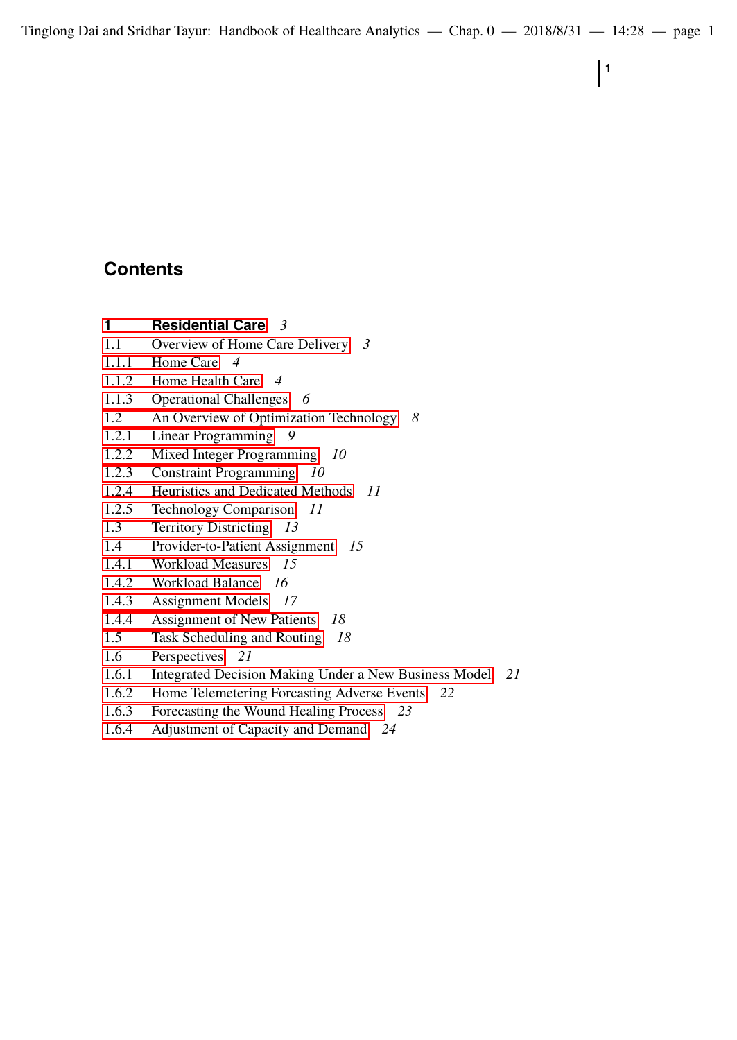# Contents

**1 Residential Care** *3*

1.1 Overview of Home Care Delivery *3*

1.1.1 Home Care *4*

1.1.2 Home Health Care *4*

1.1.3 Operational Challenges *6*

1.2 An Overview of Optimization Technology *8*

1.2.1 Linear Programming *9*

1.2.2 Mixed Integer Programming *10*

1.2.3 Constraint Programming *10*

1.2.4 Heuristics and Dedicated Methods *11*

1.2.5 Technology Comparison *11*

1.3 Territory Districting *13*

1.4 Provider-to-Patient Assignment *15*

1.4.1 Workload Measures *15*

1.4.2 Workload Balance *16*

1.4.3 Assignment Models *17*

1.4.4 Assignment of New Patients *18*

1.5 Task Scheduling and Routing *18*

1.6 Perspectives *21*

1.6.1 Integrated Decision Making Under a New Business Model *21*

1.6.2 Home Telemetering Forcasting Adverse Events *22*

1.6.3 Forecasting the Wound Healing Process *23*

1.6.4 Adjustment of Capacity and Demand *24*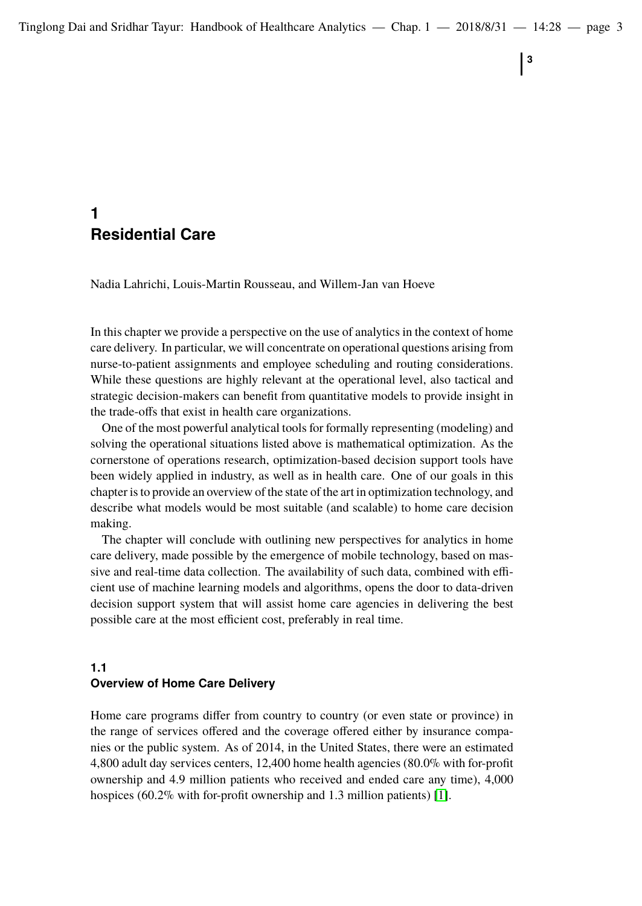# 1 Residential Care

Nadia Lahrichi, Louis-Martin Rousseau, and Willem-Jan van Hoeve

In this chapter we provide a perspective on the use of analytics in the context of home care delivery. In particular, we will concentrate on operational questions arising from nurse-to-patient assignments and employee scheduling and routing considerations. While these questions are highly relevant at the operational level, also tactical and strategic decision-makers can benefit from quantitative models to provide insight in the trade-offs that exist in health care organizations.

One of the most powerful analytical tools for formally representing (modeling) and solving the operational situations listed above is mathematical optimization. As the cornerstone of operations research, optimization-based decision support tools have been widely applied in industry, as well as in health care. One of our goals in this chapter is to provide an overview of the state of the art in optimization technology, and describe what models would be most suitable (and scalable) to home care decision making.

The chapter will conclude with outlining new perspectives for analytics in home care delivery, made possible by the emergence of mobile technology, based on massive and real-time data collection. The availability of such data, combined with efficient use of machine learning models and algorithms, opens the door to data-driven decision support system that will assist home care agencies in delivering the best possible care at the most efficient cost, preferably in real time.

## 1.1 Overview of Home Care Delivery

Home care programs differ from country to country (or even state or province) in the range of services offered and the coverage offered either by insurance companies or the public system. As of 2014, in the United States, there were an estimated 4,800 adult day services centers, 12,400 home health agencies (80.0% with for-profit ownership and 4.9 million patients who received and ended care any time), 4,000 hospices (60.2% with for-profit ownership and 1.3 million patients) [1].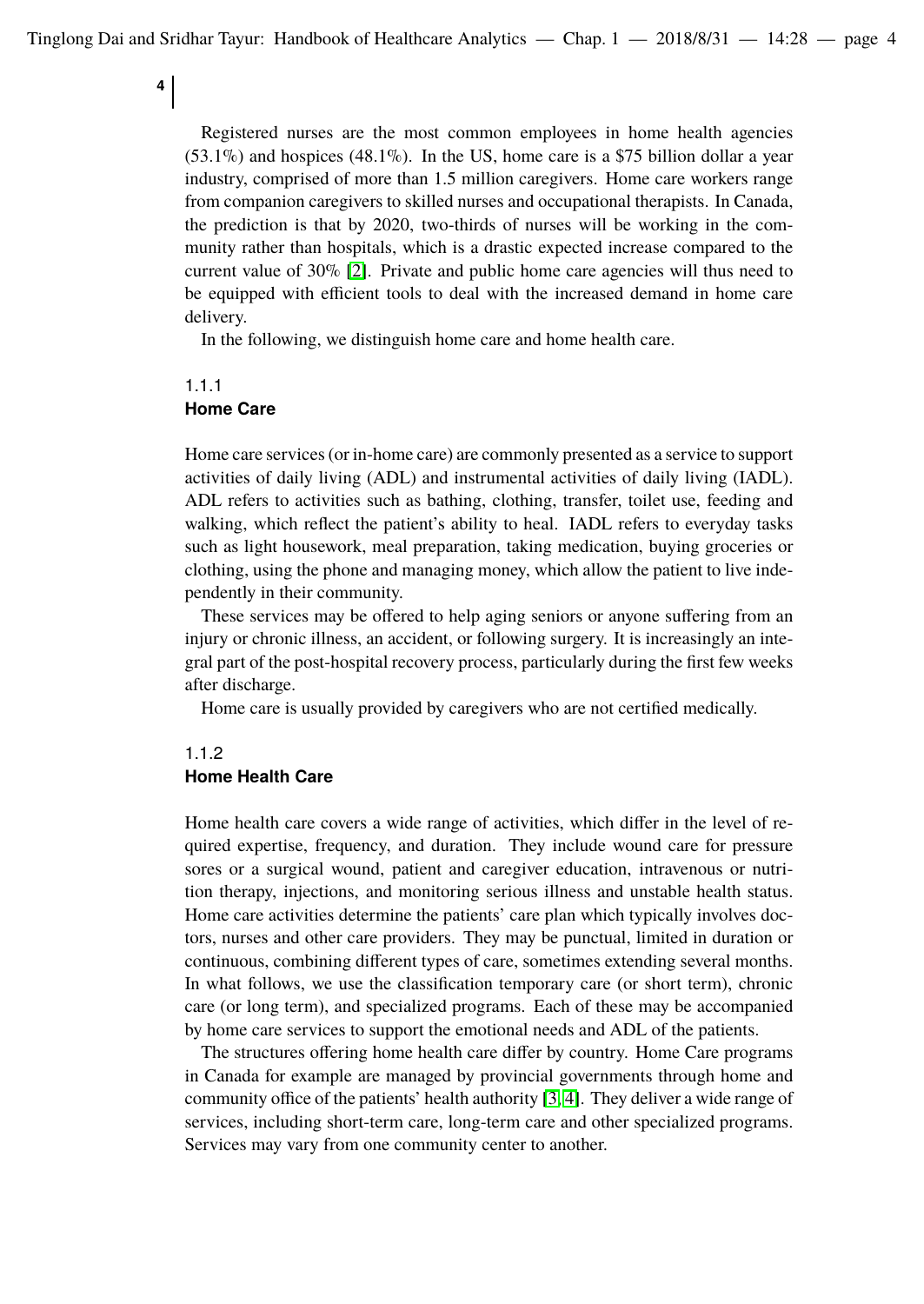Registered nurses are the most common employees in home health agencies (53.1%) and hospices (48.1%). In the US, home care is a $75 billion dollar a year industry, comprised of more than 1.5 million caregivers. Home care workers range from companion caregivers to skilled nurses and occupational therapists. In Canada, the prediction is that by 2020, two-thirds of nurses will be working in the community rather than hospitals, which is a drastic expected increase compared to the current value of 30% [2]. Private and public home care agencies will thus need to be equipped with efficient tools to deal with the increased demand in home care delivery.

In the following, we distinguish home care and home health care.

### 1.1.1 Home Care

Home care services (or in-home care) are commonly presented as a service to support activities of daily living (ADL) and instrumental activities of daily living (IADL). ADL refers to activities such as bathing, clothing, transfer, toilet use, feeding and walking, which reflect the patient's ability to heal. IADL refers to everyday tasks such as light housework, meal preparation, taking medication, buying groceries or clothing, using the phone and managing money, which allow the patient to live independently in their community.

These services may be offered to help aging seniors or anyone suffering from an injury or chronic illness, an accident, or following surgery. It is increasingly an integral part of the post-hospital recovery process, particularly during the first few weeks after discharge.

Home care is usually provided by caregivers who are not certified medically.

### 1.1.2 Home Health Care

Home health care covers a wide range of activities, which differ in the level of required expertise, frequency, and duration. They include wound care for pressure sores or a surgical wound, patient and caregiver education, intravenous or nutrition therapy, injections, and monitoring serious illness and unstable health status. Home care activities determine the patients' care plan which typically involves doctors, nurses and other care providers. They may be punctual, limited in duration or continuous, combining different types of care, sometimes extending several months. In what follows, we use the classification temporary care (or short term), chronic care (or long term), and specialized programs. Each of these may be accompanied by home care services to support the emotional needs and ADL of the patients.

The structures offering home health care differ by country. Home Care programs in Canada for example are managed by provincial governments through home and community office of the patients' health authority [3, 4]. They deliver a wide range of services, including short-term care, long-term care and other specialized programs. Services may vary from one community center to another.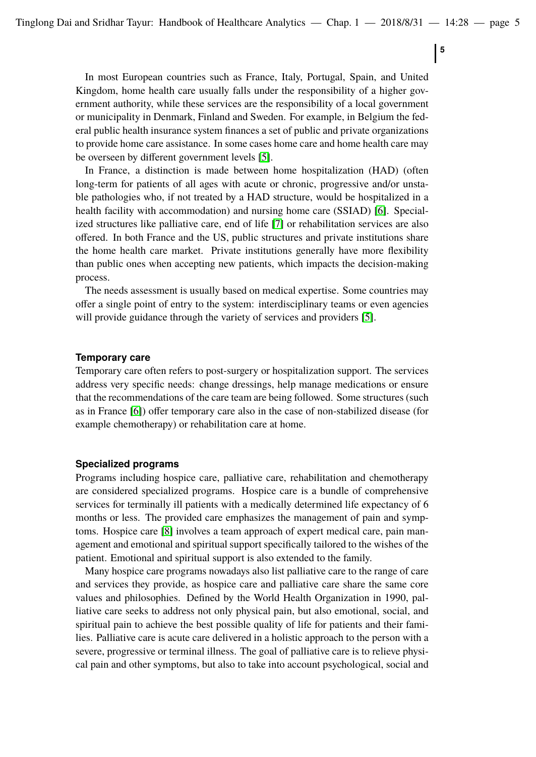In most European countries such as France, Italy, Portugal, Spain, and United Kingdom, home health care usually falls under the responsibility of a higher government authority, while these services are the responsibility of a local government or municipality in Denmark, Finland and Sweden. For example, in Belgium the federal public health insurance system finances a set of public and private organizations to provide home care assistance. In some cases home care and home health care may be overseen by different government levels [5].

In France, a distinction is made between home hospitalization (HAD) (often long-term for patients of all ages with acute or chronic, progressive and/or unstable pathologies who, if not treated by a HAD structure, would be hospitalized in a health facility with accommodation) and nursing home care (SSIAD) [6]. Specialized structures like palliative care, end of life [7] or rehabilitation services are also offered. In both France and the US, public structures and private institutions share the home health care market. Private institutions generally have more flexibility than public ones when accepting new patients, which impacts the decision-making process.

The needs assessment is usually based on medical expertise. Some countries may offer a single point of entry to the system: interdisciplinary teams or even agencies will provide guidance through the variety of services and providers [5].

#### Temporary care

Temporary care often refers to post-surgery or hospitalization support. The services address very specific needs: change dressings, help manage medications or ensure that the recommendations of the care team are being followed. Some structures (such as in France [6]) offer temporary care also in the case of non-stabilized disease (for example chemotherapy) or rehabilitation care at home.

#### Specialized programs

Programs including hospice care, palliative care, rehabilitation and chemotherapy are considered specialized programs. Hospice care is a bundle of comprehensive services for terminally ill patients with a medically determined life expectancy of 6 months or less. The provided care emphasizes the management of pain and symptoms. Hospice care [8] involves a team approach of expert medical care, pain management and emotional and spiritual support specifically tailored to the wishes of the patient. Emotional and spiritual support is also extended to the family.

Many hospice care programs nowadays also list palliative care to the range of care and services they provide, as hospice care and palliative care share the same core values and philosophies. Defined by the World Health Organization in 1990, palliative care seeks to address not only physical pain, but also emotional, social, and spiritual pain to achieve the best possible quality of life for patients and their families. Palliative care is acute care delivered in a holistic approach to the person with a severe, progressive or terminal illness. The goal of palliative care is to relieve physical pain and other symptoms, but also to take into account psychological, social and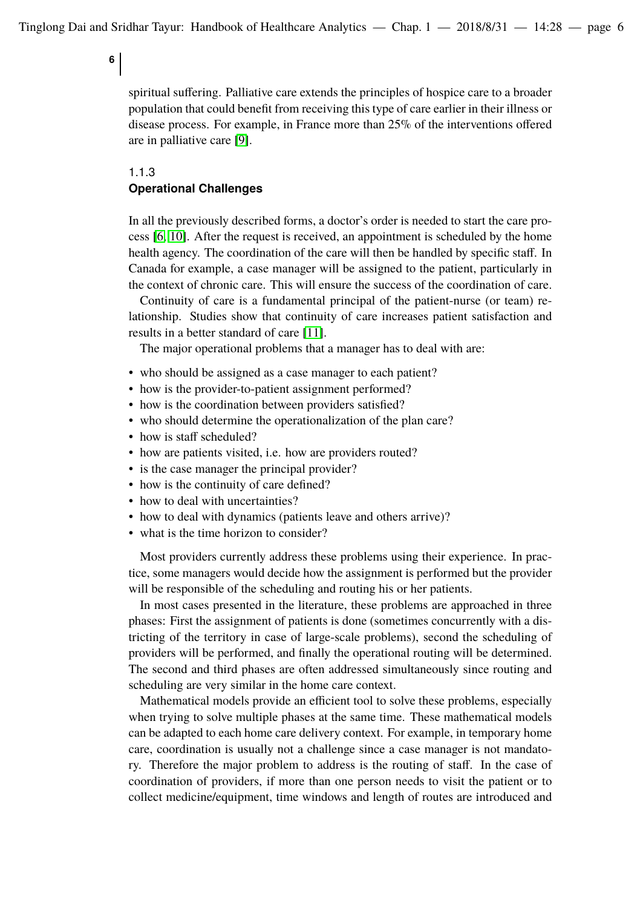spiritual suffering. Palliative care extends the principles of hospice care to a broader population that could benefit from receiving this type of care earlier in their illness or disease process. For example, in France more than 25% of the interventions offered are in palliative care [9].

### 1.1.3 Operational Challenges

In all the previously described forms, a doctor's order is needed to start the care process [6, 10]. After the request is received, an appointment is scheduled by the home health agency. The coordination of the care will then be handled by specific staff. In Canada for example, a case manager will be assigned to the patient, particularly in the context of chronic care. This will ensure the success of the coordination of care.

Continuity of care is a fundamental principal of the patient-nurse (or team) relationship. Studies show that continuity of care increases patient satisfaction and results in a better standard of care [11].

The major operational problems that a manager has to deal with are:

- who should be assigned as a case manager to each patient?
- how is the provider-to-patient assignment performed?
- how is the coordination between providers satisfied?
- who should determine the operationalization of the plan care?
- how is staff scheduled?
- how are patients visited, i.e. how are providers routed?
- is the case manager the principal provider?
- how is the continuity of care defined?
- how to deal with uncertainties?
- how to deal with dynamics (patients leave and others arrive)?
- what is the time horizon to consider?

Most providers currently address these problems using their experience. In practice, some managers would decide how the assignment is performed but the provider will be responsible of the scheduling and routing his or her patients.

In most cases presented in the literature, these problems are approached in three phases: First the assignment of patients is done (sometimes concurrently with a districting of the territory in case of large-scale problems), second the scheduling of providers will be performed, and finally the operational routing will be determined. The second and third phases are often addressed simultaneously since routing and scheduling are very similar in the home care context.

Mathematical models provide an efficient tool to solve these problems, especially when trying to solve multiple phases at the same time. These mathematical models can be adapted to each home care delivery context. For example, in temporary home care, coordination is usually not a challenge since a case manager is not mandatory. Therefore the major problem to address is the routing of staff. In the case of coordination of providers, if more than one person needs to visit the patient or to collect medicine/equipment, time windows and length of routes are introduced and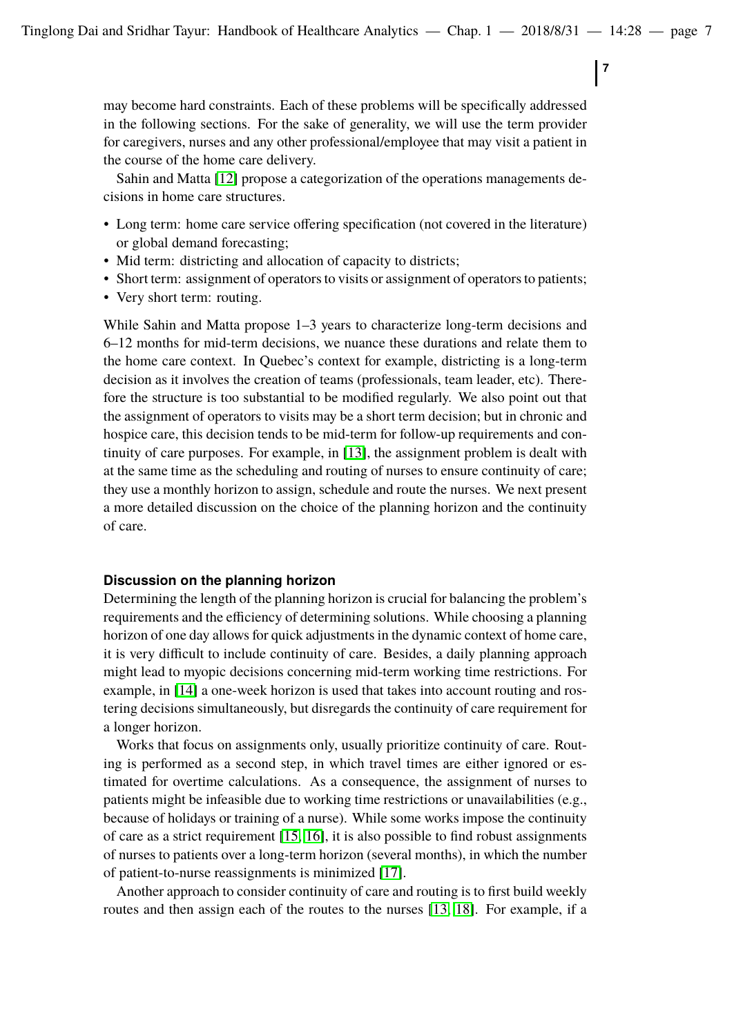may become hard constraints. Each of these problems will be specifically addressed in the following sections. For the sake of generality, we will use the term provider for caregivers, nurses and any other professional/employee that may visit a patient in the course of the home care delivery.

Sahin and Matta [12] propose a categorization of the operations managements decisions in home care structures.

- Long term: home care service offering specification (not covered in the literature) or global demand forecasting;
- Mid term: districting and allocation of capacity to districts;
- Short term: assignment of operators to visits or assignment of operators to patients;
- Very short term: routing.

While Sahin and Matta propose 1–3 years to characterize long-term decisions and 6–12 months for mid-term decisions, we nuance these durations and relate them to the home care context. In Quebec's context for example, districting is a long-term decision as it involves the creation of teams (professionals, team leader, etc). Therefore the structure is too substantial to be modified regularly. We also point out that the assignment of operators to visits may be a short term decision; but in chronic and hospice care, this decision tends to be mid-term for follow-up requirements and continuity of care purposes. For example, in [13], the assignment problem is dealt with at the same time as the scheduling and routing of nurses to ensure continuity of care; they use a monthly horizon to assign, schedule and route the nurses. We next present a more detailed discussion on the choice of the planning horizon and the continuity of care.

#### Discussion on the planning horizon

Determining the length of the planning horizon is crucial for balancing the problem's requirements and the efficiency of determining solutions. While choosing a planning horizon of one day allows for quick adjustments in the dynamic context of home care, it is very difficult to include continuity of care. Besides, a daily planning approach might lead to myopic decisions concerning mid-term working time restrictions. For example, in [14] a one-week horizon is used that takes into account routing and rostering decisions simultaneously, but disregards the continuity of care requirement for a longer horizon.

Works that focus on assignments only, usually prioritize continuity of care. Routing is performed as a second step, in which travel times are either ignored or estimated for overtime calculations. As a consequence, the assignment of nurses to patients might be infeasible due to working time restrictions or unavailabilities (e.g., because of holidays or training of a nurse). While some works impose the continuity of care as a strict requirement [15, 16], it is also possible to find robust assignments of nurses to patients over a long-term horizon (several months), in which the number of patient-to-nurse reassignments is minimized [17].

Another approach to consider continuity of care and routing is to first build weekly routes and then assign each of the routes to the nurses [13, 18]. For example, if a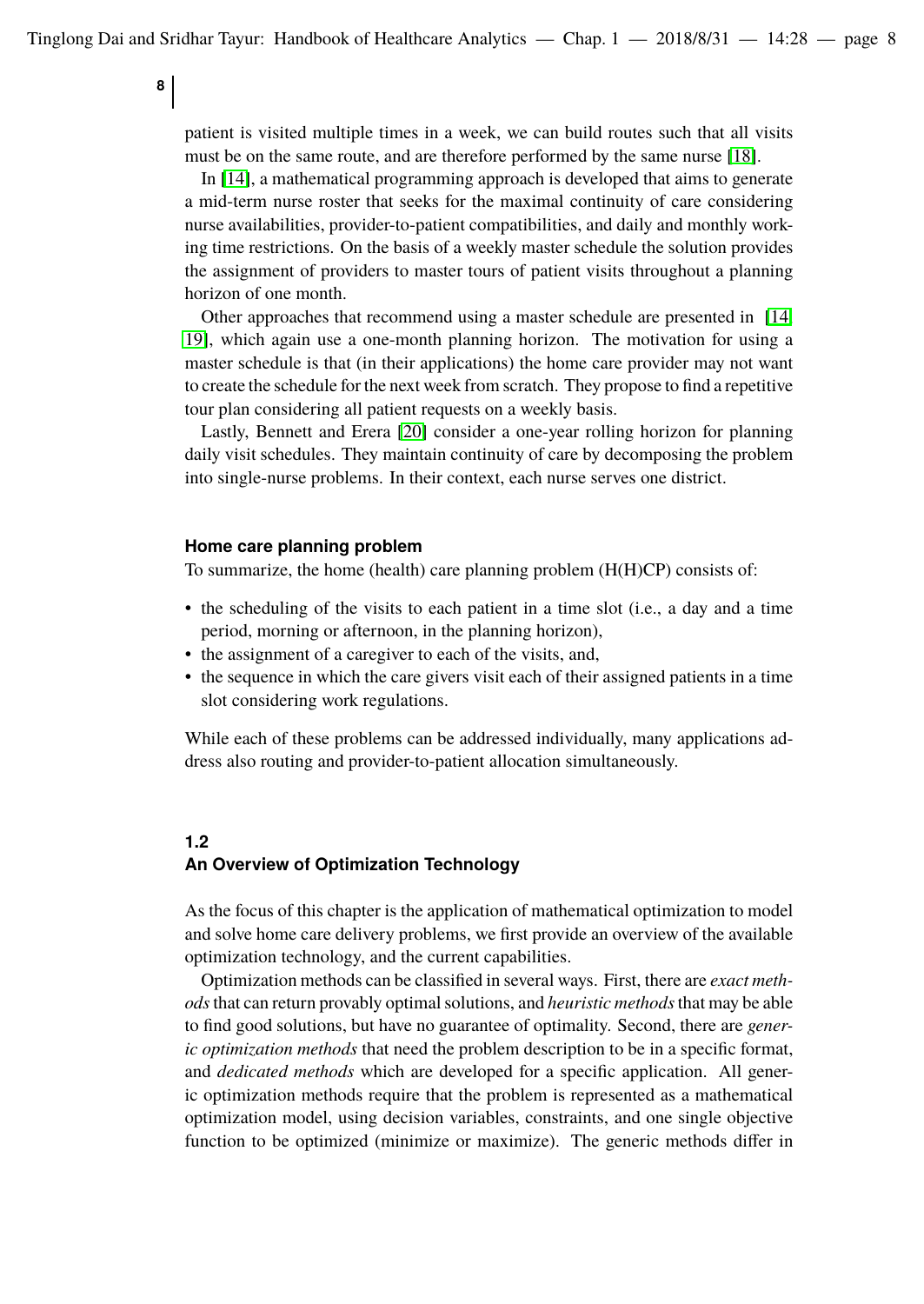patient is visited multiple times in a week, we can build routes such that all visits must be on the same route, and are therefore performed by the same nurse [18].

In [14], a mathematical programming approach is developed that aims to generate a mid-term nurse roster that seeks for the maximal continuity of care considering nurse availabilities, provider-to-patient compatibilities, and daily and monthly working time restrictions. On the basis of a weekly master schedule the solution provides the assignment of providers to master tours of patient visits throughout a planning horizon of one month.

Other approaches that recommend using a master schedule are presented in [14, 19], which again use a one-month planning horizon. The motivation for using a master schedule is that (in their applications) the home care provider may not want to create the schedule for the next week from scratch. They propose to find a repetitive tour plan considering all patient requests on a weekly basis.

Lastly, Bennett and Erera [20] consider a one-year rolling horizon for planning daily visit schedules. They maintain continuity of care by decomposing the problem into single-nurse problems. In their context, each nurse serves one district.

#### Home care planning problem

To summarize, the home (health) care planning problem (H(H)CP) consists of:

- the scheduling of the visits to each patient in a time slot (i.e., a day and a time period, morning or afternoon, in the planning horizon),
- the assignment of a caregiver to each of the visits, and,
- the sequence in which the care givers visit each of their assigned patients in a time slot considering work regulations.

While each of these problems can be addressed individually, many applications address also routing and provider-to-patient allocation simultaneously.

## 1.2 An Overview of Optimization Technology

As the focus of this chapter is the application of mathematical optimization to model and solve home care delivery problems, we first provide an overview of the available optimization technology, and the current capabilities.

Optimization methods can be classified in several ways. First, there are *exact methods* that can return provably optimal solutions, and *heuristic methods* that may be able to find good solutions, but have no guarantee of optimality. Second, there are *generic optimization methods* that need the problem description to be in a specific format, and *dedicated methods* which are developed for a specific application. All generic optimization methods require that the problem is represented as a mathematical optimization model, using decision variables, constraints, and one single objective function to be optimized (minimize or maximize). The generic methods differ in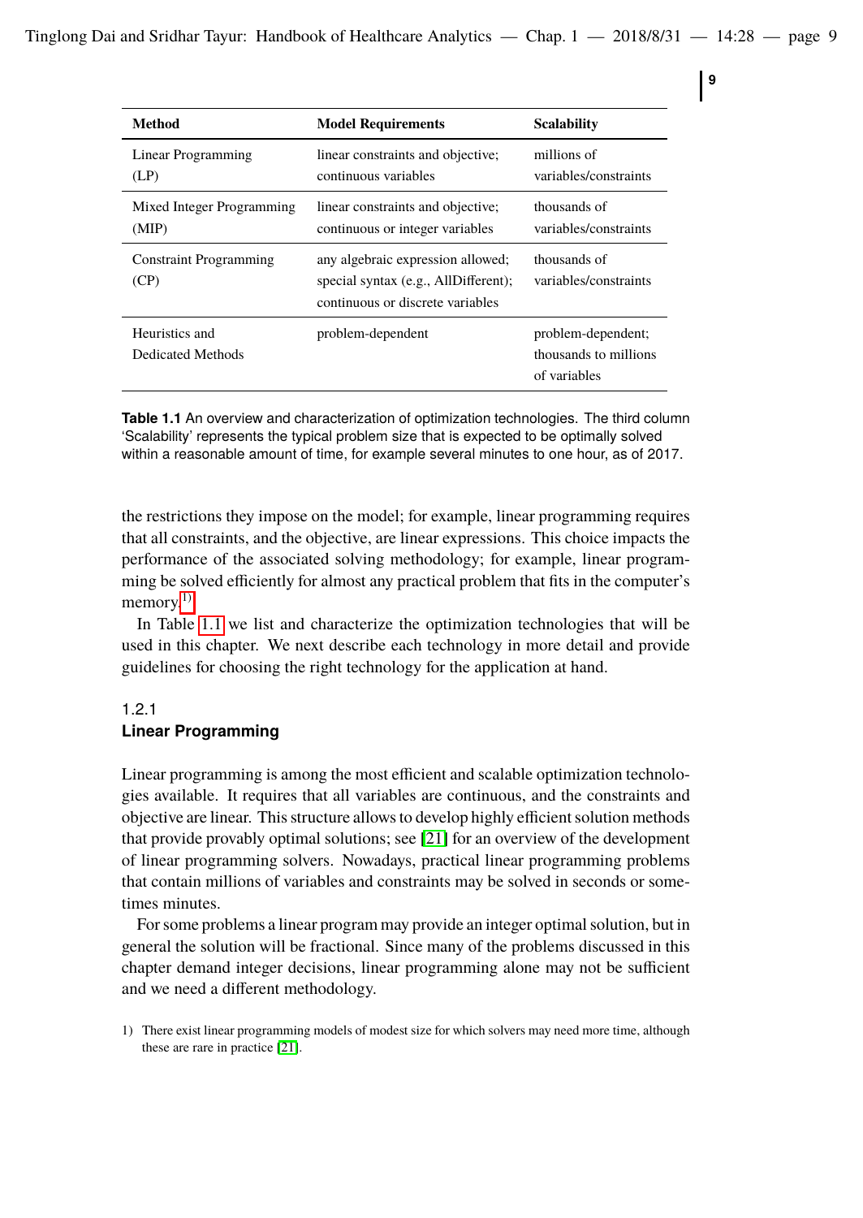| Method | Model Requirements | Scalability |
| --- | --- | --- |
| Linear Programming (LP) | linear constraints and objective; continuous variables | millions of variables/constraints |
| Mixed Integer Programming (MIP) | linear constraints and objective; continuous or integer variables | thousands of variables/constraints |
| Constraint Programming (CP) | any algebraic expression allowed; special syntax (e.g., AllDifferent); continuous or discrete variables | thousands of variables/constraints |
| Heuristics and Dedicated Methods | problem-dependent | problem-dependent; thousands to millions of variables |

**Table 1.1** An overview and characterization of optimization technologies. The third column 'Scalability' represents the typical problem size that is expected to be optimally solved within a reasonable amount of time, for example several minutes to one hour, as of 2017.

the restrictions they impose on the model; for example, linear programming requires that all constraints, and the objective, are linear expressions. This choice impacts the performance of the associated solving methodology; for example, linear programming be solved efficiently for almost any practical problem that fits in the computer's memory.[1]

In Table 1.1 we list and characterize the optimization technologies that will be used in this chapter. We next describe each technology in more detail and provide guidelines for choosing the right technology for the application at hand.

### 1.2.1 Linear Programming

Linear programming is among the most efficient and scalable optimization technologies available. It requires that all variables are continuous, and the constraints and objective are linear. This structure allows to develop highly efficient solution methods that provide provably optimal solutions; see [21] for an overview of the development of linear programming solvers. Nowadays, practical linear programming problems that contain millions of variables and constraints may be solved in seconds or sometimes minutes.

For some problems a linear program may provide an integer optimal solution, but in general the solution will be fractional. Since many of the problems discussed in this chapter demand integer decisions, linear programming alone may not be sufficient and we need a different methodology.

1) There exist linear programming models of modest size for which solvers may need more time, although these are rare in practice [21].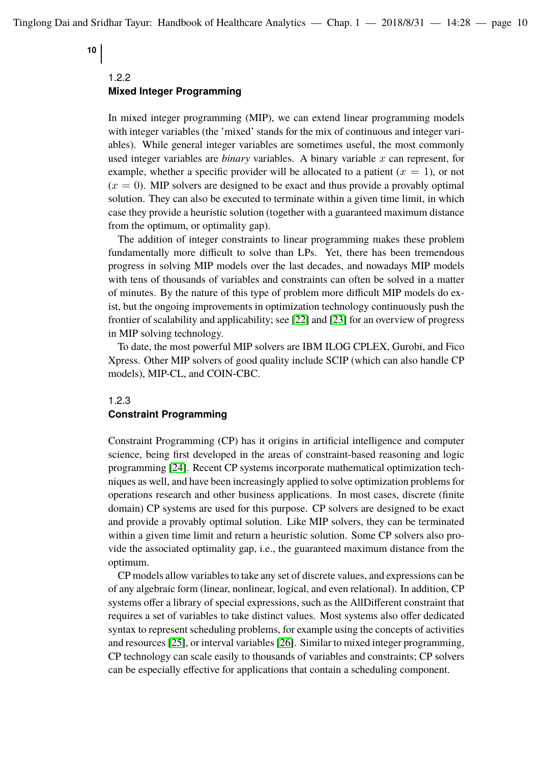### 1.2.2 Mixed Integer Programming

In mixed integer programming (MIP), we can extend linear programming models with integer variables (the 'mixed' stands for the mix of continuous and integer variables). While general integer variables are sometimes useful, the most commonly used integer variables are *binary* variables. A binary variable $x$ can represent, for example, whether a specific provider will be allocated to a patient ($x = 1$), or not ($x = 0$). MIP solvers are designed to be exact and thus provide a provably optimal solution. They can also be executed to terminate within a given time limit, in which case they provide a heuristic solution (together with a guaranteed maximum distance from the optimum, or optimality gap).

The addition of integer constraints to linear programming makes these problem fundamentally more difficult to solve than LPs. Yet, there has been tremendous progress in solving MIP models over the last decades, and nowadays MIP models with tens of thousands of variables and constraints can often be solved in a matter of minutes. By the nature of this type of problem more difficult MIP models do exist, but the ongoing improvements in optimization technology continuously push the frontier of scalability and applicability; see [22] and [23] for an overview of progress in MIP solving technology.

To date, the most powerful MIP solvers are IBM ILOG CPLEX, Gurobi, and Fico Xpress. Other MIP solvers of good quality include SCIP (which can also handle CP models), MIP-CL, and COIN-CBC.

### 1.2.3 Constraint Programming

Constraint Programming (CP) has it origins in artificial intelligence and computer science, being first developed in the areas of constraint-based reasoning and logic programming [24]. Recent CP systems incorporate mathematical optimization techniques as well, and have been increasingly applied to solve optimization problems for operations research and other business applications. In most cases, discrete (finite domain) CP systems are used for this purpose. CP solvers are designed to be exact and provide a provably optimal solution. Like MIP solvers, they can be terminated within a given time limit and return a heuristic solution. Some CP solvers also provide the associated optimality gap, i.e., the guaranteed maximum distance from the optimum.

CP models allow variables to take any set of discrete values, and expressions can be of any algebraic form (linear, nonlinear, logical, and even relational). In addition, CP systems offer a library of special expressions, such as the AllDifferent constraint that requires a set of variables to take distinct values. Most systems also offer dedicated syntax to represent scheduling problems, for example using the concepts of activities and resources [25], or interval variables [26]. Similar to mixed integer programming, CP technology can scale easily to thousands of variables and constraints; CP solvers can be especially effective for applications that contain a scheduling component.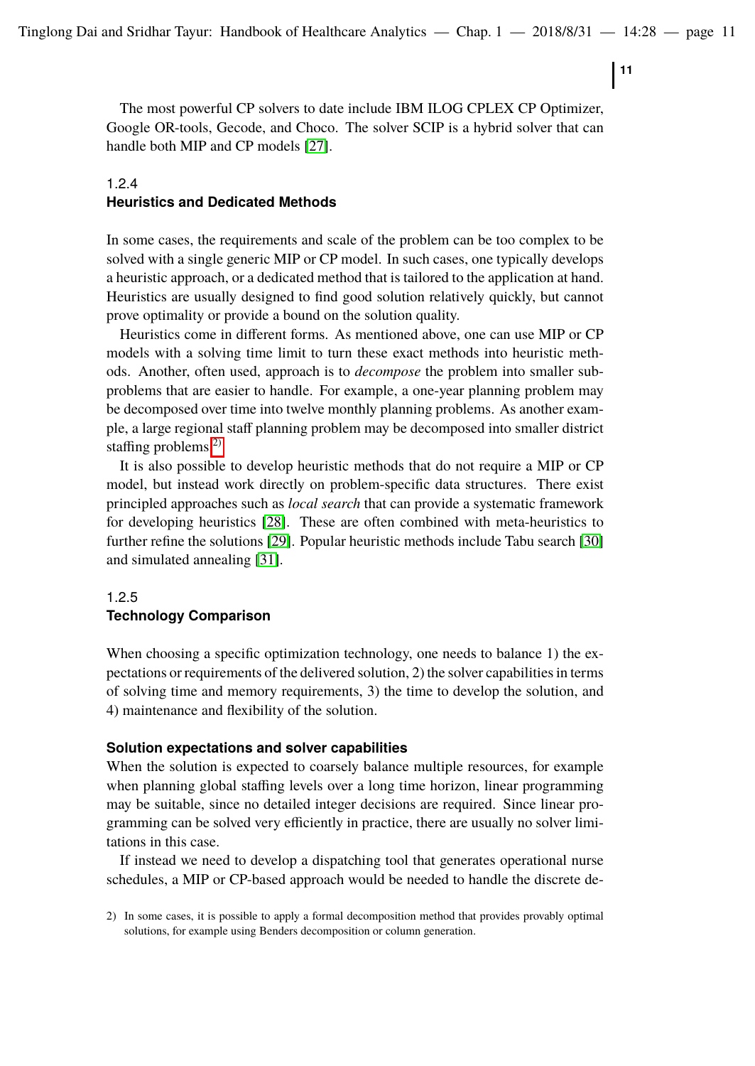The most powerful CP solvers to date include IBM ILOG CPLEX CP Optimizer, Google OR-tools, Gecode, and Choco. The solver SCIP is a hybrid solver that can handle both MIP and CP models [27].

### 1.2.4 Heuristics and Dedicated Methods

In some cases, the requirements and scale of the problem can be too complex to be solved with a single generic MIP or CP model. In such cases, one typically develops a heuristic approach, or a dedicated method that is tailored to the application at hand. Heuristics are usually designed to find good solution relatively quickly, but cannot prove optimality or provide a bound on the solution quality.

Heuristics come in different forms. As mentioned above, one can use MIP or CP models with a solving time limit to turn these exact methods into heuristic methods. Another, often used, approach is to *decompose* the problem into smaller subproblems that are easier to handle. For example, a one-year planning problem may be decomposed over time into twelve monthly planning problems. As another example, a large regional staff planning problem may be decomposed into smaller district staffing problems.[2)]

It is also possible to develop heuristic methods that do not require a MIP or CP model, but instead work directly on problem-specific data structures. There exist principled approaches such as *local search* that can provide a systematic framework for developing heuristics [28]. These are often combined with meta-heuristics to further refine the solutions [29]. Popular heuristic methods include Tabu search [30] and simulated annealing [31].

### 1.2.5 Technology Comparison

When choosing a specific optimization technology, one needs to balance 1) the expectations or requirements of the delivered solution, 2) the solver capabilities in terms of solving time and memory requirements, 3) the time to develop the solution, and 4) maintenance and flexibility of the solution.

#### Solution expectations and solver capabilities

When the solution is expected to coarsely balance multiple resources, for example when planning global staffing levels over a long time horizon, linear programming may be suitable, since no detailed integer decisions are required. Since linear programming can be solved very efficiently in practice, there are usually no solver limitations in this case.

If instead we need to develop a dispatching tool that generates operational nurse schedules, a MIP or CP-based approach would be needed to handle the discrete de-

2) In some cases, it is possible to apply a formal decomposition method that provides provably optimal solutions, for example using Benders decomposition or column generation.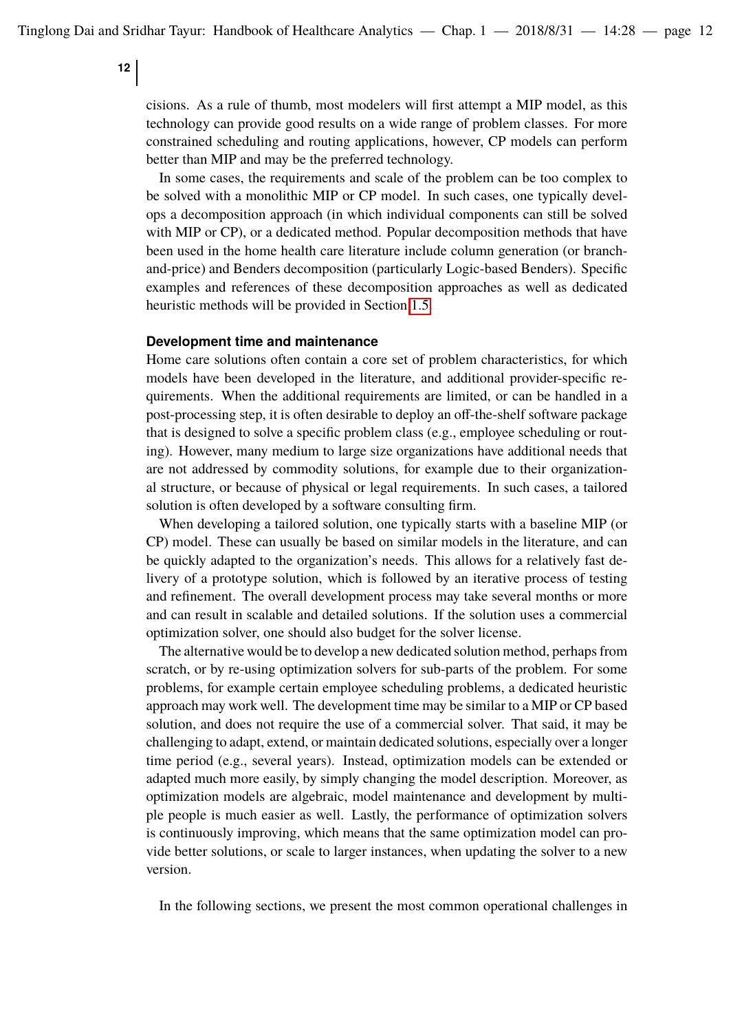cisions. As a rule of thumb, most modelers will first attempt a MIP model, as this technology can provide good results on a wide range of problem classes. For more constrained scheduling and routing applications, however, CP models can perform better than MIP and may be the preferred technology.

In some cases, the requirements and scale of the problem can be too complex to be solved with a monolithic MIP or CP model. In such cases, one typically develops a decomposition approach (in which individual components can still be solved with MIP or CP), or a dedicated method. Popular decomposition methods that have been used in the home health care literature include column generation (or branch-and-price) and Benders decomposition (particularly Logic-based Benders). Specific examples and references of these decomposition approaches as well as dedicated heuristic methods will be provided in Section 1.5.

#### Development time and maintenance

Home care solutions often contain a core set of problem characteristics, for which models have been developed in the literature, and additional provider-specific requirements. When the additional requirements are limited, or can be handled in a post-processing step, it is often desirable to deploy an off-the-shelf software package that is designed to solve a specific problem class (e.g., employee scheduling or routing). However, many medium to large size organizations have additional needs that are not addressed by commodity solutions, for example due to their organizational structure, or because of physical or legal requirements. In such cases, a tailored solution is often developed by a software consulting firm.

When developing a tailored solution, one typically starts with a baseline MIP (or CP) model. These can usually be based on similar models in the literature, and can be quickly adapted to the organization's needs. This allows for a relatively fast delivery of a prototype solution, which is followed by an iterative process of testing and refinement. The overall development process may take several months or more and can result in scalable and detailed solutions. If the solution uses a commercial optimization solver, one should also budget for the solver license.

The alternative would be to develop a new dedicated solution method, perhaps from scratch, or by re-using optimization solvers for sub-parts of the problem. For some problems, for example certain employee scheduling problems, a dedicated heuristic approach may work well. The development time may be similar to a MIP or CP based solution, and does not require the use of a commercial solver. That said, it may be challenging to adapt, extend, or maintain dedicated solutions, especially over a longer time period (e.g., several years). Instead, optimization models can be extended or adapted much more easily, by simply changing the model description. Moreover, as optimization models are algebraic, model maintenance and development by multiple people is much easier as well. Lastly, the performance of optimization solvers is continuously improving, which means that the same optimization model can provide better solutions, or scale to larger instances, when updating the solver to a new version.

In the following sections, we present the most common operational challenges in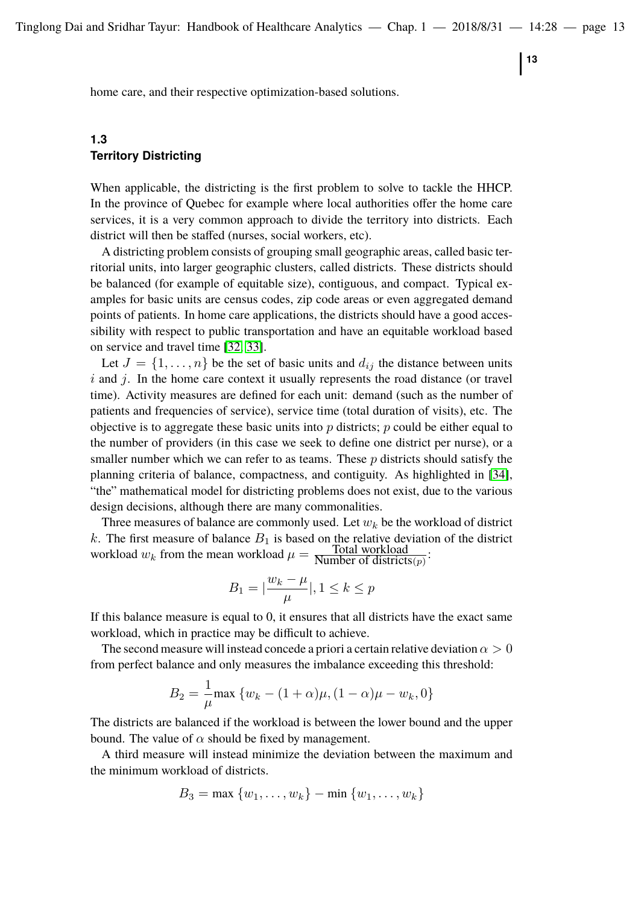home care, and their respective optimization-based solutions.

## 1.3 Territory Districting

When applicable, the districting is the first problem to solve to tackle the HHCP. In the province of Quebec for example where local authorities offer the home care services, it is a very common approach to divide the territory into districts. Each district will then be staffed (nurses, social workers, etc).

A districting problem consists of grouping small geographic areas, called basic territorial units, into larger geographic clusters, called districts. These districts should be balanced (for example of equitable size), contiguous, and compact. Typical examples for basic units are census codes, zip code areas or even aggregated demand points of patients. In home care applications, the districts should have a good accessibility with respect to public transportation and have an equitable workload based on service and travel time [32, 33].

Let $J = \{1, \ldots, n\}$ be the set of basic units and $d_{ij}$ the distance between units $i$ and $j$. In the home care context it usually represents the road distance (or travel time). Activity measures are defined for each unit: demand (such as the number of patients and frequencies of service), service time (total duration of visits), etc. The objective is to aggregate these basic units into $p$ districts; $p$ could be either equal to the number of providers (in this case we seek to define one district per nurse), or a smaller number which we can refer to as teams. These $p$ districts should satisfy the planning criteria of balance, compactness, and contiguity. As highlighted in [34], "the" mathematical model for districting problems does not exist, due to the various design decisions, although there are many commonalities.

Three measures of balance are commonly used. Let $w_k$ be the workload of district $k$. The first measure of balance $B_1$ is based on the relative deviation of the district workload $w_k$ from the mean workload $\mu = \frac{\text{Total workload}}{\text{Number of districts}(p)}$:

$$B_1 = |\frac{w_k - \mu}{\mu}|, 1 \leq k \leq p$$

If this balance measure is equal to 0, it ensures that all districts have the exact same workload, which in practice may be difficult to achieve.

The second measure will instead concede a priori a certain relative deviation $\alpha > 0$ from perfect balance and only measures the imbalance exceeding this threshold:

$$B_2 = \frac{1}{\mu} \max \{w_k - (1 + \alpha)\mu, (1 - \alpha)\mu - w_k, 0\}$$

The districts are balanced if the workload is between the lower bound and the upper bound. The value of $\alpha$ should be fixed by management.

A third measure will instead minimize the deviation between the maximum and the minimum workload of districts.

$$B_3 = \max \{w_1, \ldots, w_k\} - \min \{w_1, \ldots, w_k\}$$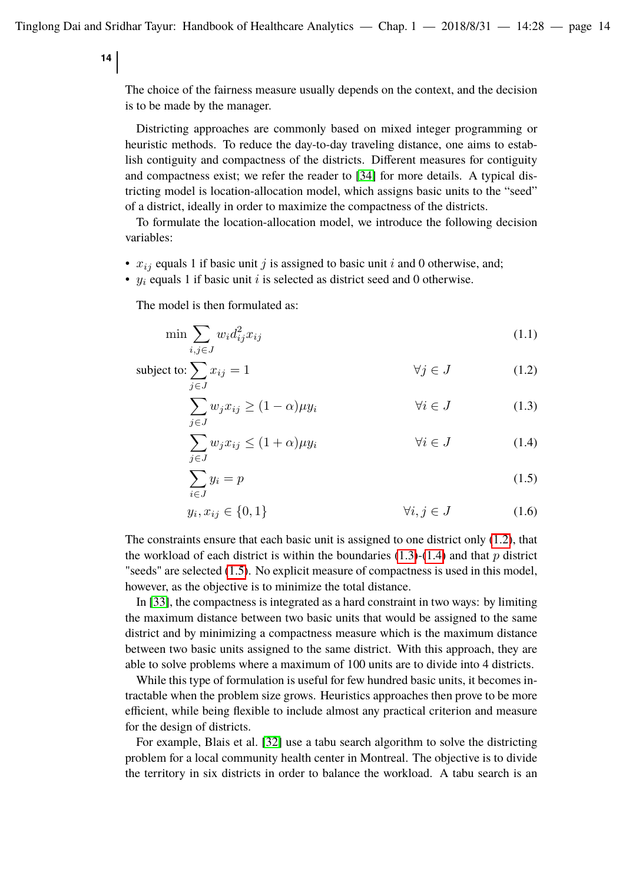The choice of the fairness measure usually depends on the context, and the decision is to be made by the manager.

Districting approaches are commonly based on mixed integer programming or heuristic methods. To reduce the day-to-day traveling distance, one aims to establish contiguity and compactness of the districts. Different measures for contiguity and compactness exist; we refer the reader to [34] for more details. A typical districting model is location-allocation model, which assigns basic units to the “seed” of a district, ideally in order to maximize the compactness of the districts.

To formulate the location-allocation model, we introduce the following decision variables:

- $x_{ij}$ equals 1 if basic unit $j$ is assigned to basic unit $i$ and 0 otherwise, and;
- $y_i$ equals 1 if basic unit $i$ is selected as district seed and 0 otherwise.

The model is then formulated as:

$$\min \sum_{i,j \in J} w_i d_{ij}^2 x_{ij} \tag{1.1}$$

$$\text{subject to: } \sum_{j \in J} x_{ij} = 1 \qquad \forall j \in J \tag{1.2}$$

$$\sum_{j \in J} w_j x_{ij} \geq (1-\alpha)\mu y_i \qquad \forall i \in J \tag{1.3}$$

$$\sum_{j \in J} w_j x_{ij} \leq (1+\alpha)\mu y_i \qquad \forall i \in J \tag{1.4}$$

$$\sum_{i \in J} y_i = p \tag{1.5}$$

$$y_i, x_{ij} \in \{0,1\} \qquad \forall i,j \in J \tag{1.6}$$

The constraints ensure that each basic unit is assigned to one district only (1.2), that the workload of each district is within the boundaries (1.3)-(1.4) and that $p$ district "seeds" are selected (1.5). No explicit measure of compactness is used in this model, however, as the objective is to minimize the total distance.

In [33], the compactness is integrated as a hard constraint in two ways: by limiting the maximum distance between two basic units that would be assigned to the same district and by minimizing a compactness measure which is the maximum distance between two basic units assigned to the same district. With this approach, they are able to solve problems where a maximum of 100 units are to divide into 4 districts.

While this type of formulation is useful for few hundred basic units, it becomes intractable when the problem size grows. Heuristics approaches then prove to be more efficient, while being flexible to include almost any practical criterion and measure for the design of districts.

For example, Blais et al. [32] use a tabu search algorithm to solve the districting problem for a local community health center in Montreal. The objective is to divide the territory in six districts in order to balance the workload. A tabu search is an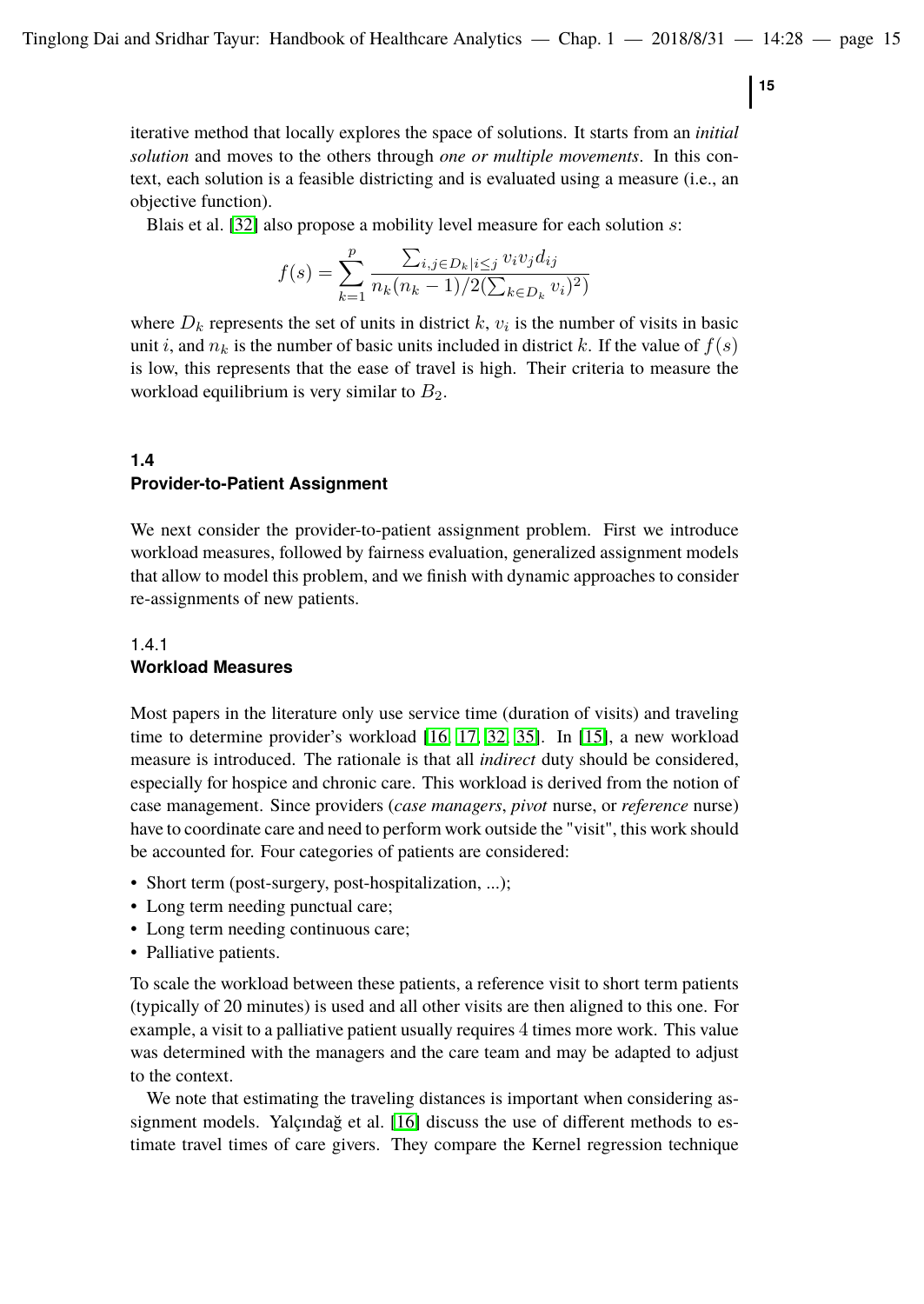iterative method that locally explores the space of solutions. It starts from an *initial solution* and moves to the others through *one or multiple movements*. In this context, each solution is a feasible districting and is evaluated using a measure (i.e., an objective function).

Blais et al. [32] also propose a mobility level measure for each solution $s$:

$$f(s) = \sum_{k=1}^{p} \frac{\sum_{i,j \in D_k | i \leq j} v_i v_j d_{ij}}{n_k(n_k - 1)/2(\sum_{k \in D_k} v_i)^2)}$$

where $D_k$ represents the set of units in district $k$, $v_i$ is the number of visits in basic unit $i$, and $n_k$ is the number of basic units included in district $k$. If the value of $f(s)$ is low, this represents that the ease of travel is high. Their criteria to measure the workload equilibrium is very similar to $B_2$.

## 1.4 Provider-to-Patient Assignment

We next consider the provider-to-patient assignment problem. First we introduce workload measures, followed by fairness evaluation, generalized assignment models that allow to model this problem, and we finish with dynamic approaches to consider re-assignments of new patients.

### 1.4.1 Workload Measures

Most papers in the literature only use service time (duration of visits) and traveling time to determine provider's workload [16, 17, 32, 35]. In [15], a new workload measure is introduced. The rationale is that all *indirect* duty should be considered, especially for hospice and chronic care. This workload is derived from the notion of case management. Since providers (*case managers*, *pivot* nurse, or *reference* nurse) have to coordinate care and need to perform work outside the "visit", this work should be accounted for. Four categories of patients are considered:

- Short term (post-surgery, post-hospitalization, ...);
- Long term needing punctual care;
- Long term needing continuous care;
- Palliative patients.

To scale the workload between these patients, a reference visit to short term patients (typically of 20 minutes) is used and all other visits are then aligned to this one. For example, a visit to a palliative patient usually requires 4 times more work. This value was determined with the managers and the care team and may be adapted to adjust to the context.

We note that estimating the traveling distances is important when considering assignment models. Yalçındağ et al. [16] discuss the use of different methods to estimate travel times of care givers. They compare the Kernel regression technique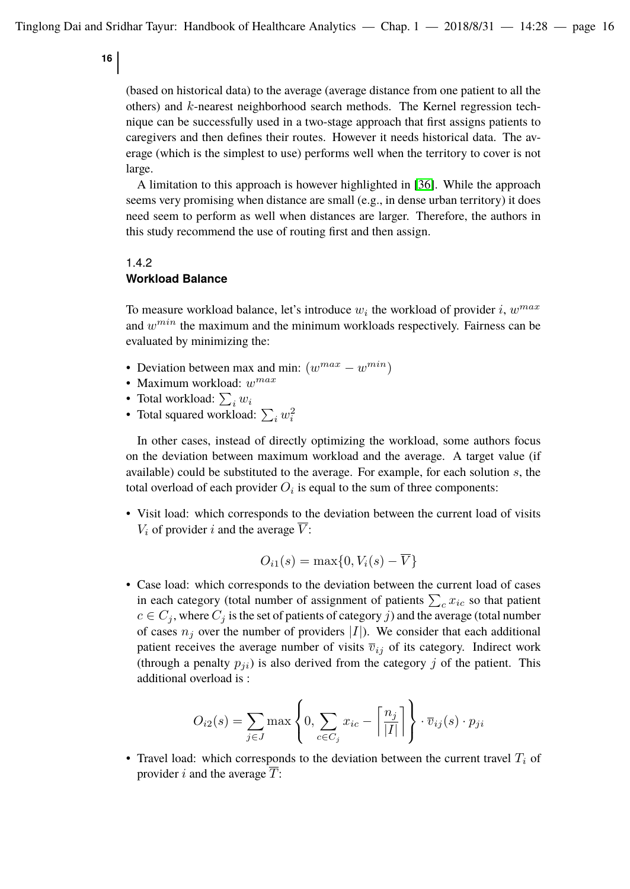(based on historical data) to the average (average distance from one patient to all the others) and $k$-nearest neighborhood search methods. The Kernel regression technique can be successfully used in a two-stage approach that first assigns patients to caregivers and then defines their routes. However it needs historical data. The average (which is the simplest to use) performs well when the territory to cover is not large.

A limitation to this approach is however highlighted in [36]. While the approach seems very promising when distance are small (e.g., in dense urban territory) it does need seem to perform as well when distances are larger. Therefore, the authors in this study recommend the use of routing first and then assign.

### 1.4.2 Workload Balance

To measure workload balance, let's introduce $w_i$ the workload of provider $i$, $w^{max}$ and $w^{min}$ the maximum and the minimum workloads respectively. Fairness can be evaluated by minimizing the:

- Deviation between max and min: $(w^{max} - w^{min})$
- Maximum workload: $w^{max}$
- Total workload: $\sum_i w_i$
- Total squared workload: $\sum_i w_i^2$

In other cases, instead of directly optimizing the workload, some authors focus on the deviation between maximum workload and the average. A target value (if available) could be substituted to the average. For example, for each solution $s$, the total overload of each provider $O_i$ is equal to the sum of three components:

- Visit load: which corresponds to the deviation between the current load of visits $V_i$ of provider $i$ and the average $\overline{V}$:

$$O_{i1}(s) = \max\{0, V_i(s) - \overline{V}\}$$

- Case load: which corresponds to the deviation between the current load of cases in each category (total number of assignment of patients $\sum_c x_{ic}$ so that patient $c \in C_j$, where $C_j$ is the set of patients of category $j$) and the average (total number of cases $n_j$ over the number of providers $|I|$). We consider that each additional patient receives the average number of visits $\overline{v}_{ij}$ of its category. Indirect work (through a penalty $p_{ji}$) is also derived from the category $j$ of the patient. This additional overload is :

$$O_{i2}(s) = \sum_{j \in J} \max\left\{0, \sum_{c \in C_j} x_{ic} - \left\lceil \frac{n_j}{|I|} \right\rceil \right\} \cdot \overline{v}_{ij}(s) \cdot p_{ji}$$

- Travel load: which corresponds to the deviation between the current travel $T_i$ of provider $i$ and the average $\overline{T}$: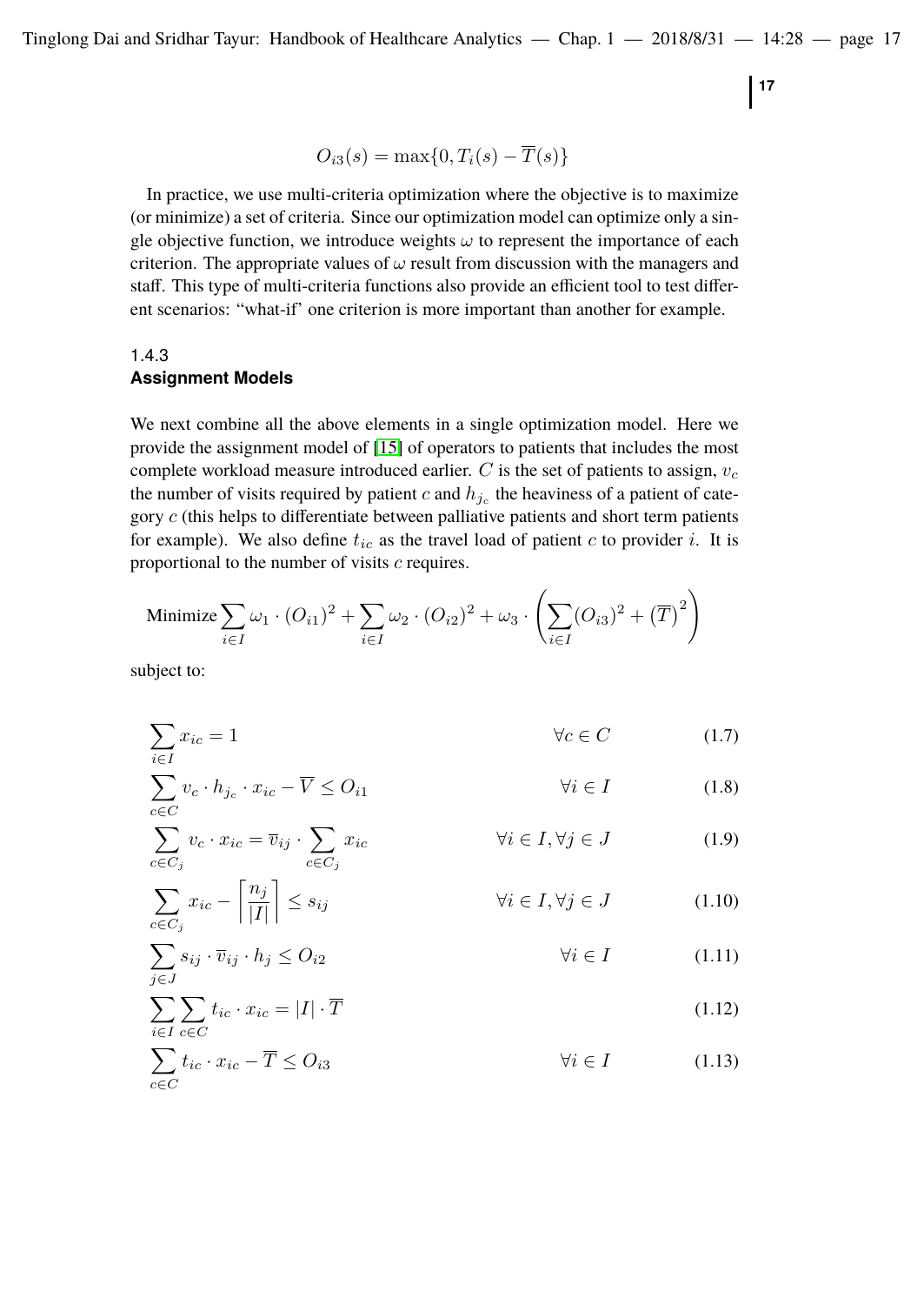$$O_{i3}(s) = \max\{0, T_i(s) - \overline{T}(s)\}$$

In practice, we use multi-criteria optimization where the objective is to maximize (or minimize) a set of criteria. Since our optimization model can optimize only a single objective function, we introduce weights $\omega$ to represent the importance of each criterion. The appropriate values of $\omega$ result from discussion with the managers and staff. This type of multi-criteria functions also provide an efficient tool to test different scenarios: "what-if" one criterion is more important than another for example.

### 1.4.3 Assignment Models

We next combine all the above elements in a single optimization model. Here we provide the assignment model of [15] of operators to patients that includes the most complete workload measure introduced earlier. $C$ is the set of patients to assign, $v_c$ the number of visits required by patient $c$ and $h_{j_c}$ the heaviness of a patient of category $c$ (this helps to differentiate between palliative patients and short term patients for example). We also define $t_{ic}$ as the travel load of patient $c$ to provider $i$. It is proportional to the number of visits $c$ requires.

$$\text{Minimize} \sum_{i \in I} \omega_1 \cdot (O_{i1})^2 + \sum_{i \in I} \omega_2 \cdot (O_{i2})^2 + \omega_3 \cdot \left( \sum_{i \in I} (O_{i3})^2 + \left(\overline{T}\right)^2 \right)$$

subject to:

$$\sum_{i \in I} x_{ic} = 1 \qquad \forall c \in C \tag{1.7}$$

$$\sum_{c \in C} v_c \cdot h_{j_c} \cdot x_{ic} - \overline{V} \leq O_{i1} \qquad \forall i \in I \tag{1.8}$$

$$\sum_{c \in C_j} v_c \cdot x_{ic} = \overline{v}_{ij} \cdot \sum_{c \in C_j} x_{ic} \qquad \forall i \in I, \forall j \in J \tag{1.9}$$

$$\sum_{c \in C_j} x_{ic} - \left\lceil \frac{n_j}{|I|} \right\rceil \leq s_{ij} \qquad \forall i \in I, \forall j \in J \tag{1.10}$$

$$\sum_{j \in J} s_{ij} \cdot \overline{v}_{ij} \cdot h_j \leq O_{i2} \qquad \forall i \in I \tag{1.11}$$

$$\sum_{i \in I} \sum_{c \in C} t_{ic} \cdot x_{ic} = |I| \cdot \overline{T} \tag{1.12}$$

$$\sum_{c \in C} t_{ic} \cdot x_{ic} - \overline{T} \leq O_{i3} \qquad \forall i \in I \tag{1.13}$$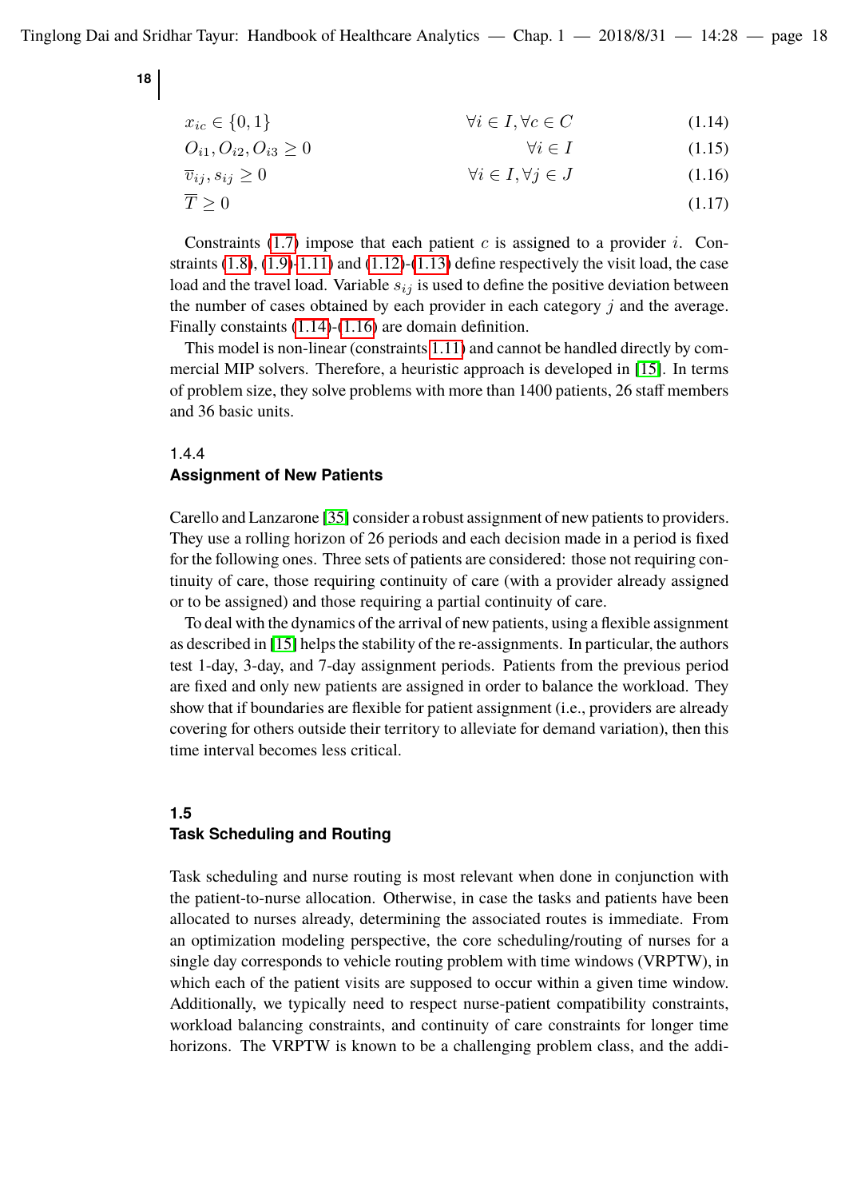$$x_{ic} \in \{0, 1\} \qquad \forall i \in I, \forall c \in C \tag{1.14}$$

$$O_{i1}, O_{i2}, O_{i3} \geq 0 \qquad \forall i \in I \tag{1.15}$$

$$\overline{v}_{ij}, s_{ij} \geq 0 \qquad \forall i \in I, \forall j \in J \tag{1.16}$$

$$\overline{T} \geq 0 \tag{1.17}$$

Constraints (1.7) impose that each patient $c$ is assigned to a provider $i$. Constraints (1.8), (1.9)-1.11) and (1.12)-(1.13) define respectively the visit load, the case load and the travel load. Variable $s_{ij}$ is used to define the positive deviation between the number of cases obtained by each provider in each category $j$ and the average. Finally constaints (1.14)-(1.16) are domain definition.

This model is non-linear (constraints 1.11) and cannot be handled directly by commercial MIP solvers. Therefore, a heuristic approach is developed in [15]. In terms of problem size, they solve problems with more than 1400 patients, 26 staff members and 36 basic units.

### 1.4.4 Assignment of New Patients

Carello and Lanzarone [35] consider a robust assignment of new patients to providers. They use a rolling horizon of 26 periods and each decision made in a period is fixed for the following ones. Three sets of patients are considered: those not requiring continuity of care, those requiring continuity of care (with a provider already assigned or to be assigned) and those requiring a partial continuity of care.

To deal with the dynamics of the arrival of new patients, using a flexible assignment as described in [15] helps the stability of the re-assignments. In particular, the authors test 1-day, 3-day, and 7-day assignment periods. Patients from the previous period are fixed and only new patients are assigned in order to balance the workload. They show that if boundaries are flexible for patient assignment (i.e., providers are already covering for others outside their territory to alleviate for demand variation), then this time interval becomes less critical.

## 1.5 Task Scheduling and Routing

Task scheduling and nurse routing is most relevant when done in conjunction with the patient-to-nurse allocation. Otherwise, in case the tasks and patients have been allocated to nurses already, determining the associated routes is immediate. From an optimization modeling perspective, the core scheduling/routing of nurses for a single day corresponds to vehicle routing problem with time windows (VRPTW), in which each of the patient visits are supposed to occur within a given time window. Additionally, we typically need to respect nurse-patient compatibility constraints, workload balancing constraints, and continuity of care constraints for longer time horizons. The VRPTW is known to be a challenging problem class, and the addi-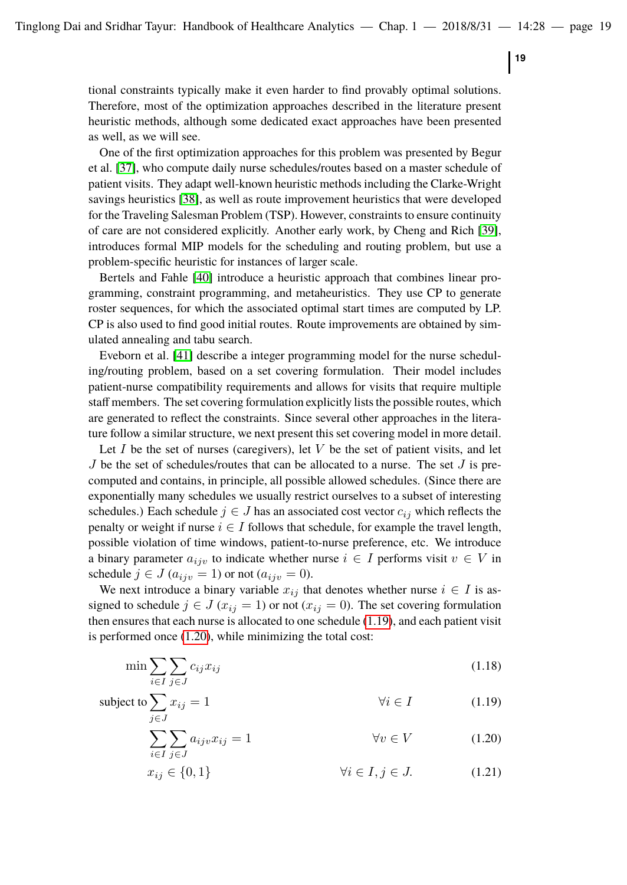tional constraints typically make it even harder to find provably optimal solutions. Therefore, most of the optimization approaches described in the literature present heuristic methods, although some dedicated exact approaches have been presented as well, as we will see.

One of the first optimization approaches for this problem was presented by Begur et al. [37], who compute daily nurse schedules/routes based on a master schedule of patient visits. They adapt well-known heuristic methods including the Clarke-Wright savings heuristics [38], as well as route improvement heuristics that were developed for the Traveling Salesman Problem (TSP). However, constraints to ensure continuity of care are not considered explicitly. Another early work, by Cheng and Rich [39], introduces formal MIP models for the scheduling and routing problem, but use a problem-specific heuristic for instances of larger scale.

Bertels and Fahle [40] introduce a heuristic approach that combines linear programming, constraint programming, and metaheuristics. They use CP to generate roster sequences, for which the associated optimal start times are computed by LP. CP is also used to find good initial routes. Route improvements are obtained by simulated annealing and tabu search.

Eveborn et al. [41] describe a integer programming model for the nurse scheduling/routing problem, based on a set covering formulation. Their model includes patient-nurse compatibility requirements and allows for visits that require multiple staff members. The set covering formulation explicitly lists the possible routes, which are generated to reflect the constraints. Since several other approaches in the literature follow a similar structure, we next present this set covering model in more detail.

Let $I$ be the set of nurses (caregivers), let $V$ be the set of patient visits, and let $J$ be the set of schedules/routes that can be allocated to a nurse. The set $J$ is precomputed and contains, in principle, all possible allowed schedules. (Since there are exponentially many schedules we usually restrict ourselves to a subset of interesting schedules.) Each schedule $j \in J$ has an associated cost vector $c_{ij}$ which reflects the penalty or weight if nurse $i \in I$ follows that schedule, for example the travel length, possible violation of time windows, patient-to-nurse preference, etc. We introduce a binary parameter $a_{ijv}$ to indicate whether nurse $i \in I$ performs visit $v \in V$ in schedule $j \in J$ ($a_{ijv} = 1$) or not ($a_{ijv} = 0$).

We next introduce a binary variable $x_{ij}$ that denotes whether nurse $i \in I$ is assigned to schedule $j \in J$ ($x_{ij} = 1$) or not ($x_{ij} = 0$). The set covering formulation then ensures that each nurse is allocated to one schedule (1.19), and each patient visit is performed once (1.20), while minimizing the total cost:

$$\min \sum_{i \in I} \sum_{j \in J} c_{ij} x_{ij} \tag{1.18}$$

$$\text{subject to} \sum_{j \in J} x_{ij} = 1 \qquad \forall i \in I \tag{1.19}$$

$$\sum_{i \in I} \sum_{j \in J} a_{ijv} x_{ij} = 1 \qquad \forall v \in V \tag{1.20}$$

$$x_{ij} \in \{0, 1\} \qquad \forall i \in I, j \in J. \tag{1.21}$$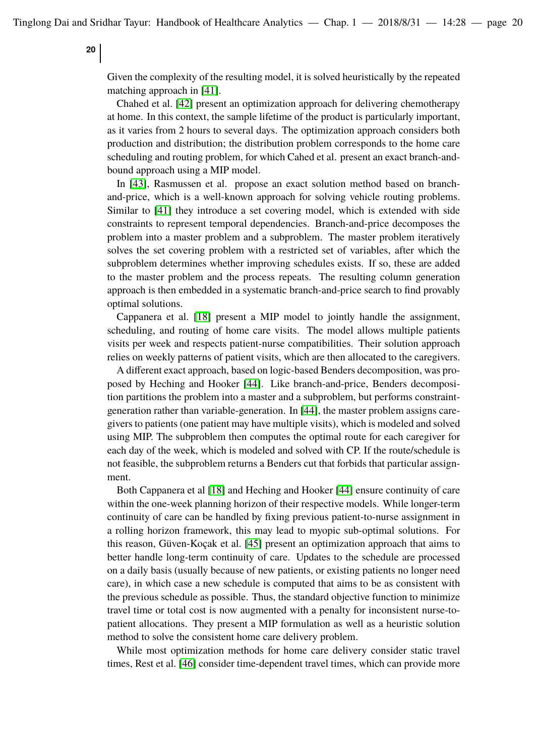Given the complexity of the resulting model, it is solved heuristically by the repeated matching approach in [41].

Chahed et al. [42] present an optimization approach for delivering chemotherapy at home. In this context, the sample lifetime of the product is particularly important, as it varies from 2 hours to several days. The optimization approach considers both production and distribution; the distribution problem corresponds to the home care scheduling and routing problem, for which Cahed et al. present an exact branch-and-bound approach using a MIP model.

In [43], Rasmussen et al. propose an exact solution method based on branch-and-price, which is a well-known approach for solving vehicle routing problems. Similar to [41] they introduce a set covering model, which is extended with side constraints to represent temporal dependencies. Branch-and-price decomposes the problem into a master problem and a subproblem. The master problem iteratively solves the set covering problem with a restricted set of variables, after which the subproblem determines whether improving schedules exists. If so, these are added to the master problem and the process repeats. The resulting column generation approach is then embedded in a systematic branch-and-price search to find provably optimal solutions.

Cappanera et al. [18] present a MIP model to jointly handle the assignment, scheduling, and routing of home care visits. The model allows multiple patients visits per week and respects patient-nurse compatibilities. Their solution approach relies on weekly patterns of patient visits, which are then allocated to the caregivers.

A different exact approach, based on logic-based Benders decomposition, was proposed by Heching and Hooker [44]. Like branch-and-price, Benders decomposition partitions the problem into a master and a subproblem, but performs constraint-generation rather than variable-generation. In [44], the master problem assigns caregivers to patients (one patient may have multiple visits), which is modeled and solved using MIP. The subproblem then computes the optimal route for each caregiver for each day of the week, which is modeled and solved with CP. If the route/schedule is not feasible, the subproblem returns a Benders cut that forbids that particular assignment.

Both Cappanera et al [18] and Heching and Hooker [44] ensure continuity of care within the one-week planning horizon of their respective models. While longer-term continuity of care can be handled by fixing previous patient-to-nurse assignment in a rolling horizon framework, this may lead to myopic sub-optimal solutions. For this reason, Güven-Koçak et al. [45] present an optimization approach that aims to better handle long-term continuity of care. Updates to the schedule are processed on a daily basis (usually because of new patients, or existing patients no longer need care), in which case a new schedule is computed that aims to be as consistent with the previous schedule as possible. Thus, the standard objective function to minimize travel time or total cost is now augmented with a penalty for inconsistent nurse-to-patient allocations. They present a MIP formulation as well as a heuristic solution method to solve the consistent home care delivery problem.

While most optimization methods for home care delivery consider static travel times, Rest et al. [46] consider time-dependent travel times, which can provide more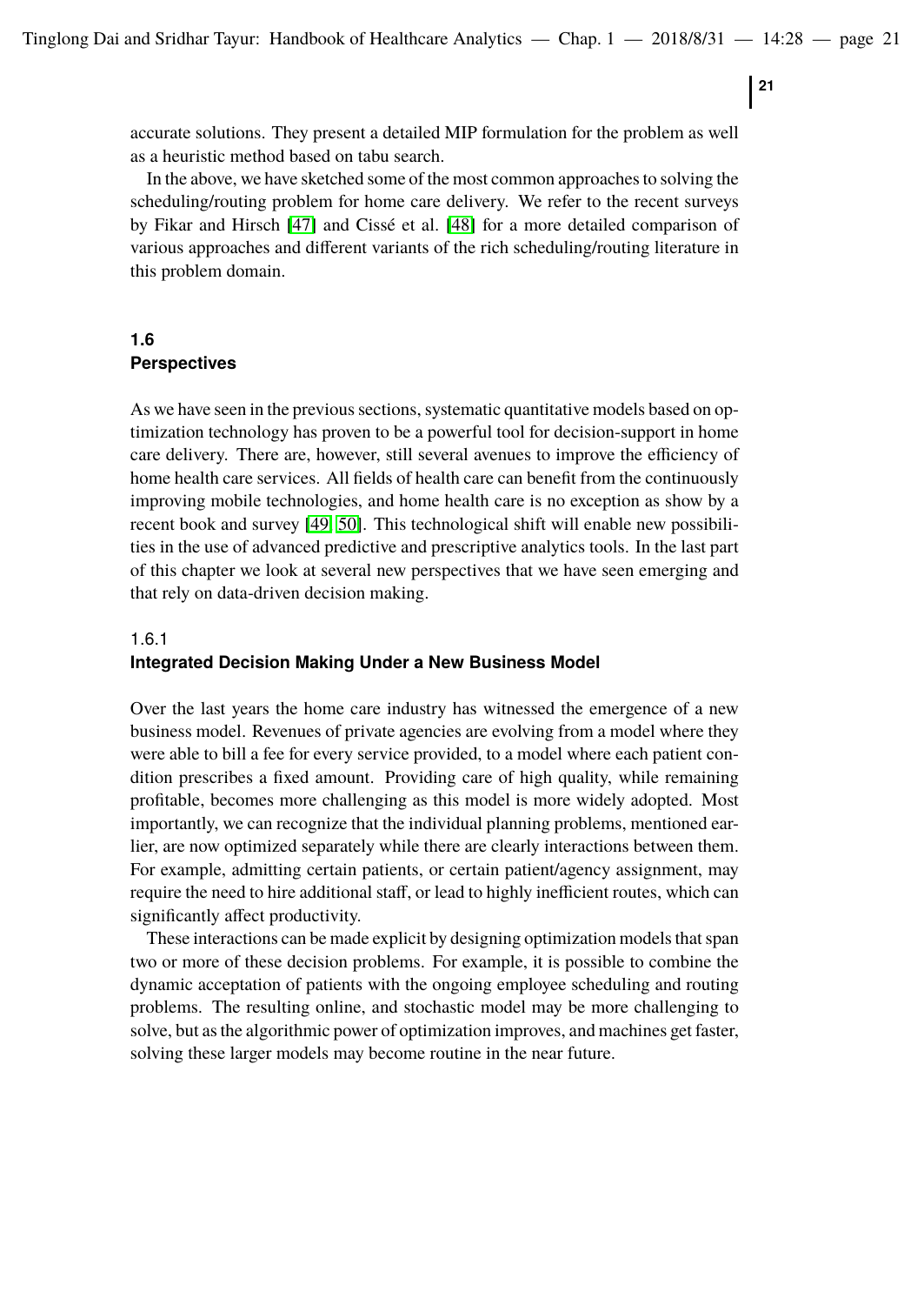accurate solutions. They present a detailed MIP formulation for the problem as well as a heuristic method based on tabu search.

In the above, we have sketched some of the most common approaches to solving the scheduling/routing problem for home care delivery. We refer to the recent surveys by Fikar and Hirsch [47] and Cissé et al. [48] for a more detailed comparison of various approaches and different variants of the rich scheduling/routing literature in this problem domain.

## 1.6 Perspectives

As we have seen in the previous sections, systematic quantitative models based on optimization technology has proven to be a powerful tool for decision-support in home care delivery. There are, however, still several avenues to improve the efficiency of home health care services. All fields of health care can benefit from the continuously improving mobile technologies, and home health care is no exception as show by a recent book and survey [49, 50]. This technological shift will enable new possibilities in the use of advanced predictive and prescriptive analytics tools. In the last part of this chapter we look at several new perspectives that we have seen emerging and that rely on data-driven decision making.

### 1.6.1 Integrated Decision Making Under a New Business Model

Over the last years the home care industry has witnessed the emergence of a new business model. Revenues of private agencies are evolving from a model where they were able to bill a fee for every service provided, to a model where each patient condition prescribes a fixed amount. Providing care of high quality, while remaining profitable, becomes more challenging as this model is more widely adopted. Most importantly, we can recognize that the individual planning problems, mentioned earlier, are now optimized separately while there are clearly interactions between them. For example, admitting certain patients, or certain patient/agency assignment, may require the need to hire additional staff, or lead to highly inefficient routes, which can significantly affect productivity.

These interactions can be made explicit by designing optimization models that span two or more of these decision problems. For example, it is possible to combine the dynamic acceptation of patients with the ongoing employee scheduling and routing problems. The resulting online, and stochastic model may be more challenging to solve, but as the algorithmic power of optimization improves, and machines get faster, solving these larger models may become routine in the near future.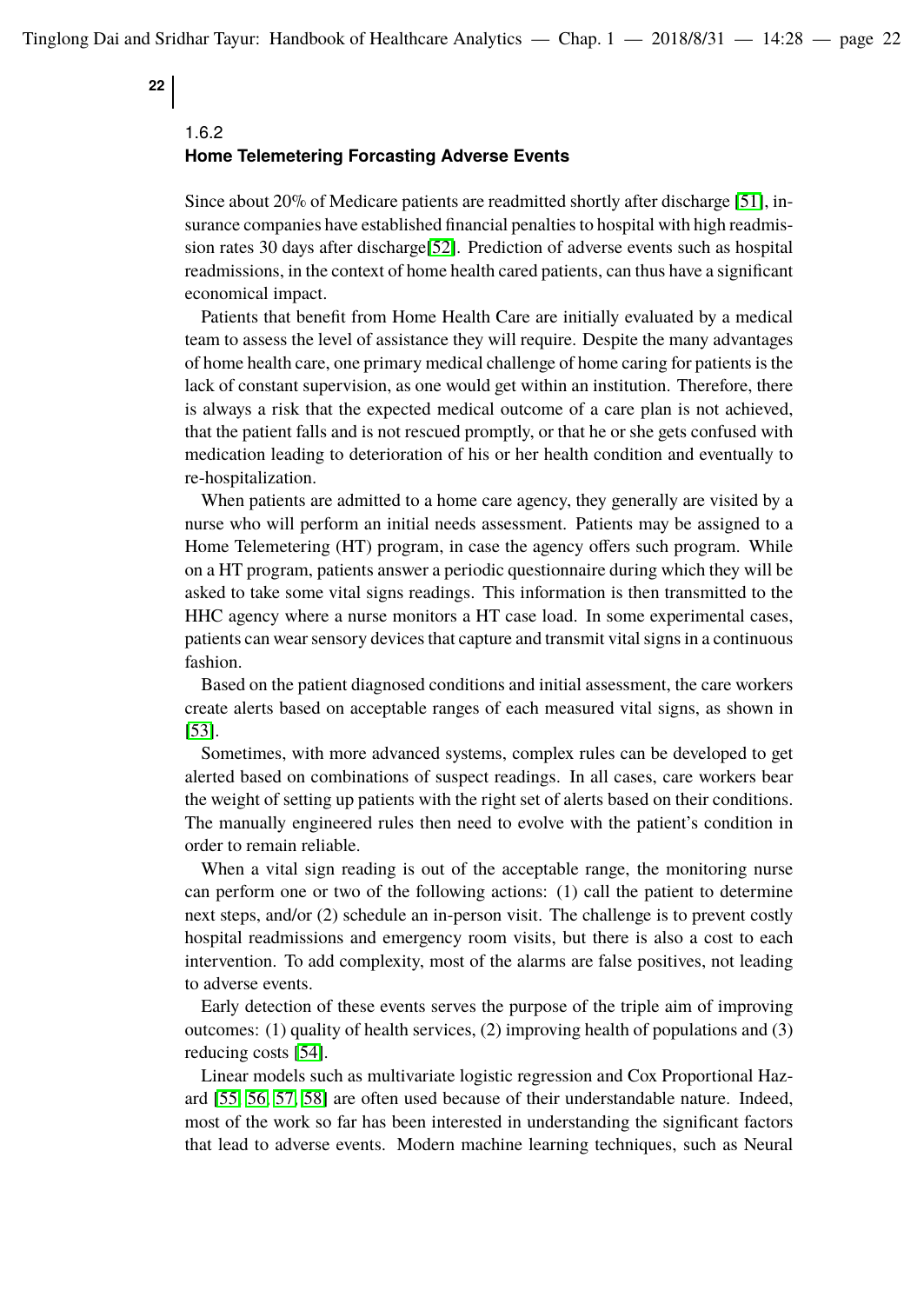### 1.6.2 Home Telemetering Forcasting Adverse Events

Since about 20% of Medicare patients are readmitted shortly after discharge [51], insurance companies have established financial penalties to hospital with high readmission rates 30 days after discharge[52]. Prediction of adverse events such as hospital readmissions, in the context of home health cared patients, can thus have a significant economical impact.

Patients that benefit from Home Health Care are initially evaluated by a medical team to assess the level of assistance they will require. Despite the many advantages of home health care, one primary medical challenge of home caring for patients is the lack of constant supervision, as one would get within an institution. Therefore, there is always a risk that the expected medical outcome of a care plan is not achieved, that the patient falls and is not rescued promptly, or that he or she gets confused with medication leading to deterioration of his or her health condition and eventually to re-hospitalization.

When patients are admitted to a home care agency, they generally are visited by a nurse who will perform an initial needs assessment. Patients may be assigned to a Home Telemetering (HT) program, in case the agency offers such program. While on a HT program, patients answer a periodic questionnaire during which they will be asked to take some vital signs readings. This information is then transmitted to the HHC agency where a nurse monitors a HT case load. In some experimental cases, patients can wear sensory devices that capture and transmit vital signs in a continuous fashion.

Based on the patient diagnosed conditions and initial assessment, the care workers create alerts based on acceptable ranges of each measured vital signs, as shown in [53].

Sometimes, with more advanced systems, complex rules can be developed to get alerted based on combinations of suspect readings. In all cases, care workers bear the weight of setting up patients with the right set of alerts based on their conditions. The manually engineered rules then need to evolve with the patient's condition in order to remain reliable.

When a vital sign reading is out of the acceptable range, the monitoring nurse can perform one or two of the following actions: (1) call the patient to determine next steps, and/or (2) schedule an in-person visit. The challenge is to prevent costly hospital readmissions and emergency room visits, but there is also a cost to each intervention. To add complexity, most of the alarms are false positives, not leading to adverse events.

Early detection of these events serves the purpose of the triple aim of improving outcomes: (1) quality of health services, (2) improving health of populations and (3) reducing costs [54].

Linear models such as multivariate logistic regression and Cox Proportional Hazard [55, 56, 57, 58] are often used because of their understandable nature. Indeed, most of the work so far has been interested in understanding the significant factors that lead to adverse events. Modern machine learning techniques, such as Neural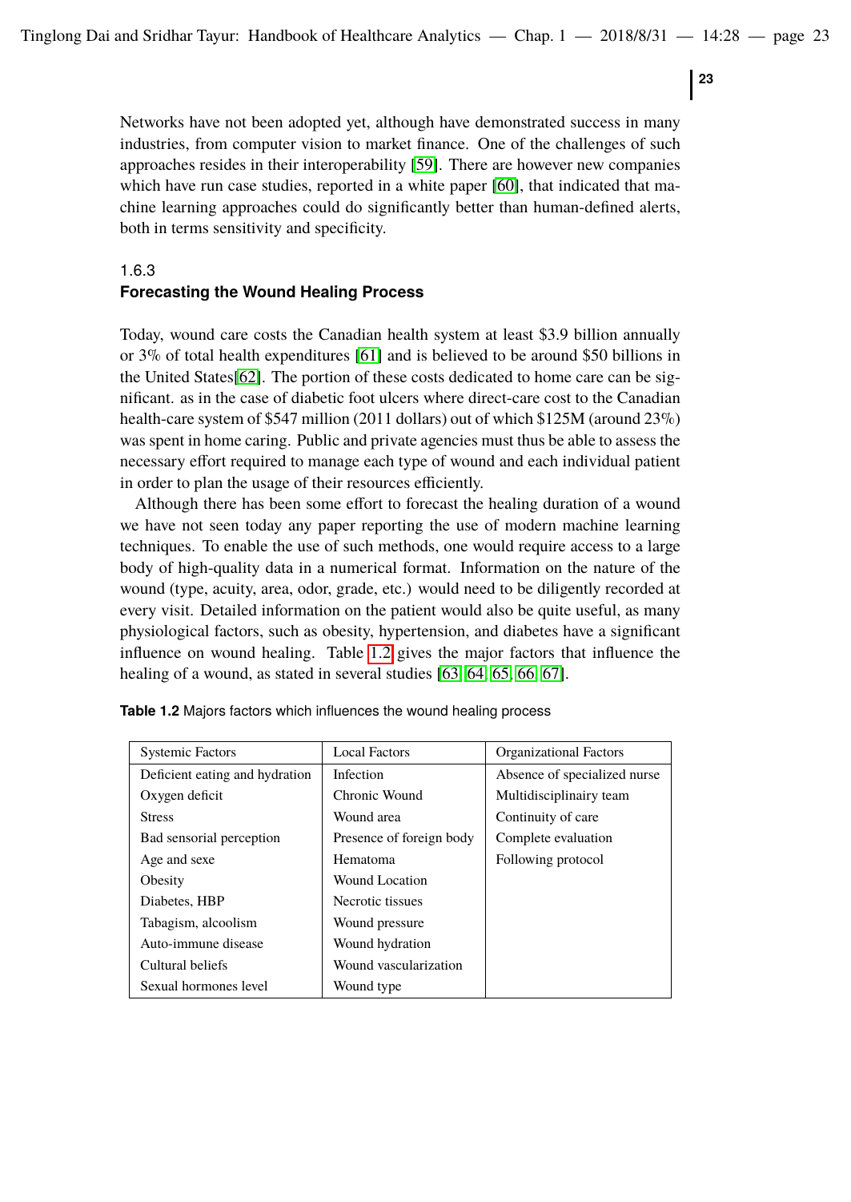Networks have not been adopted yet, although have demonstrated success in many industries, from computer vision to market finance. One of the challenges of such approaches resides in their interoperability [59]. There are however new companies which have run case studies, reported in a white paper [60], that indicated that machine learning approaches could do significantly better than human-defined alerts, both in terms sensitivity and specificity.

### 1.6.3
### Forecasting the Wound Healing Process

Today, wound care costs the Canadian health system at least \$3.9 billion annually or 3% of total health expenditures [61] and is believed to be around \$50 billions in the United States[62]. The portion of these costs dedicated to home care can be significant. as in the case of diabetic foot ulcers where direct-care cost to the Canadian health-care system of \$547 million (2011 dollars) out of which \$125M (around 23%) was spent in home caring. Public and private agencies must thus be able to assess the necessary effort required to manage each type of wound and each individual patient in order to plan the usage of their resources efficiently.

Although there has been some effort to forecast the healing duration of a wound we have not seen today any paper reporting the use of modern machine learning techniques. To enable the use of such methods, one would require access to a large body of high-quality data in a numerical format. Information on the nature of the wound (type, acuity, area, odor, grade, etc.) would need to be diligently recorded at every visit. Detailed information on the patient would also be quite useful, as many physiological factors, such as obesity, hypertension, and diabetes have a significant influence on wound healing. Table 1.2 gives the major factors that influence the healing of a wound, as stated in several studies [63, 64, 65, 66, 67].

**Table 1.2** Majors factors which influences the wound healing process

| Systemic Factors | Local Factors | Organizational Factors |
|---|---|---|
| Deficient eating and hydration | Infection | Absence of specialized nurse |
| Oxygen deficit | Chronic Wound | Multidisciplinairy team |
| Stress | Wound area | Continuity of care |
| Bad sensorial perception | Presence of foreign body | Complete evaluation |
| Age and sexe | Hematoma | Following protocol |
| Obesity | Wound Location | |
| Diabetes, HBP | Necrotic tissues | |
| Tabagism, alcoolism | Wound pressure | |
| Auto-immune disease | Wound hydration | |
| Cultural beliefs | Wound vascularization | |
| Sexual hormones level | Wound type | |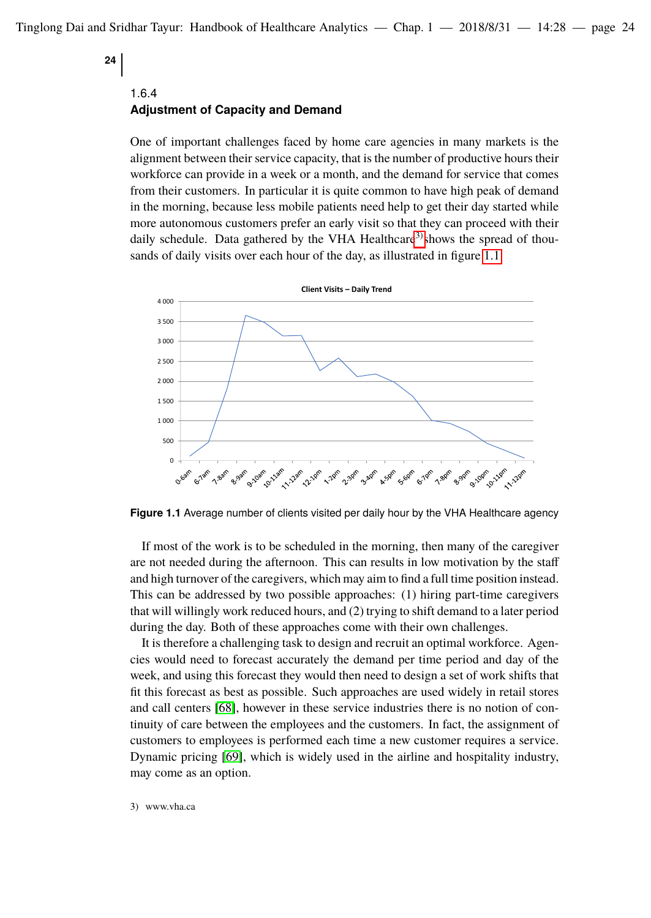### 1.6.4 Adjustment of Capacity and Demand

One of important challenges faced by home care agencies in many markets is the alignment between their service capacity, that is the number of productive hours their workforce can provide in a week or a month, and the demand for service that comes from their customers. In particular it is quite common to have high peak of demand in the morning, because less mobile patients need help to get their day started while more autonomous customers prefer an early visit so that they can proceed with their daily schedule. Data gathered by the VHA Healthcare[3] shows the spread of thousands of daily visits over each hour of the day, as illustrated in figure 1.1.

**Figure 1.1** Average number of clients visited per daily hour by the VHA Healthcare agency

If most of the work is to be scheduled in the morning, then many of the caregiver are not needed during the afternoon. This can results in low motivation by the staff and high turnover of the caregivers, which may aim to find a full time position instead. This can be addressed by two possible approaches: (1) hiring part-time caregivers that will willingly work reduced hours, and (2) trying to shift demand to a later period during the day. Both of these approaches come with their own challenges.

It is therefore a challenging task to design and recruit an optimal workforce. Agencies would need to forecast accurately the demand per time period and day of the week, and using this forecast they would then need to design a set of work shifts that fit this forecast as best as possible. Such approaches are used widely in retail stores and call centers [68], however in these service industries there is no notion of continuity of care between the employees and the customers. In fact, the assignment of customers to employees is performed each time a new customer requires a service. Dynamic pricing [69], which is widely used in the airline and hospitality industry, may come as an option.

3) www.vha.ca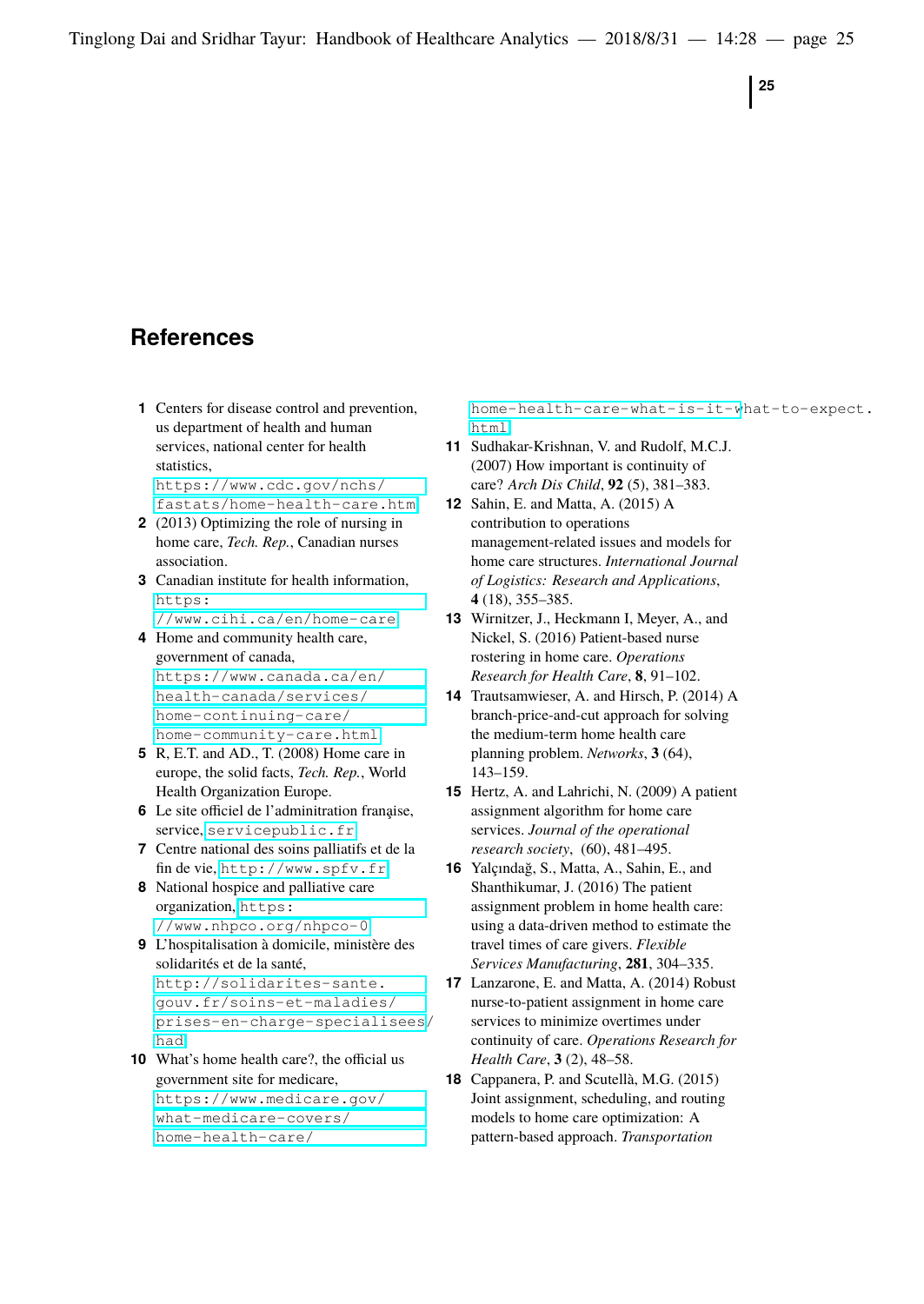## References

1 Centers for disease control and prevention, us department of health and human services, national center for health statistics, https://www.cdc.gov/nchs/fastats/home-health-care.htm

2 (2013) Optimizing the role of nursing in home care, *Tech. Rep.*, Canadian nurses association.

3 Canadian institute for health information, https://www.cihi.ca/en/home-care

4 Home and community health care, government of canada, https://www.canada.ca/en/health-canada/services/home-continuing-care/home-community-care.html

5 R, E.T. and AD., T. (2008) Home care in europe, the solid facts, *Tech. Rep.*, World Health Organization Europe.

6 Le site officiel de l'adminitration françaíse, service, servicepublic.fr

7 Centre national des soins palliatifs et de la fin de vie, http://www.spfv.fr

8 National hospice and palliative care organization, https://www.nhpco.org/nhpco-0

9 L'hospitalisation à domicile, ministère des solidarités et de la santé, http://solidarites-sante.gouv.fr/soins-et-maladies/prises-en-charge-specialisees/had

10 What's home health care?, the official us government site for medicare, https://www.medicare.gov/what-medicare-covers/home-health-care/home-health-care-what-is-it-what-to-expect.html

11 Sudhakar-Krishnan, V. and Rudolf, M.C.J. (2007) How important is continuity of care? *Arch Dis Child*, **92** (5), 381–383.

12 Sahin, E. and Matta, A. (2015) A contribution to operations management-related issues and models for home care structures. *International Journal of Logistics: Research and Applications*, **4** (18), 355–385.

13 Wirnitzer, J., Heckmann I, Meyer, A., and Nickel, S. (2016) Patient-based nurse rostering in home care. *Operations Research for Health Care*, **8**, 91–102.

14 Trautsamwieser, A. and Hirsch, P. (2014) A branch-price-and-cut approach for solving the medium-term home health care planning problem. *Networks*, **3** (64), 143–159.

15 Hertz, A. and Lahrichi, N. (2009) A patient assignment algorithm for home care services. *Journal of the operational research society*, (60), 481–495.

16 Yalçındağ, S., Matta, A., Sahin, E., and Shanthikumar, J. (2016) The patient assignment problem in home health care: using a data-driven method to estimate the travel times of care givers. *Flexible Services Manufacturing*, **281**, 304–335.

17 Lanzarone, E. and Matta, A. (2014) Robust nurse-to-patient assignment in home care services to minimize overtimes under continuity of care. *Operations Research for Health Care*, **3** (2), 48–58.

18 Cappanera, P. and Scutellà, M.G. (2015) Joint assignment, scheduling, and routing models to home care optimization: A pattern-based approach. *Transportation*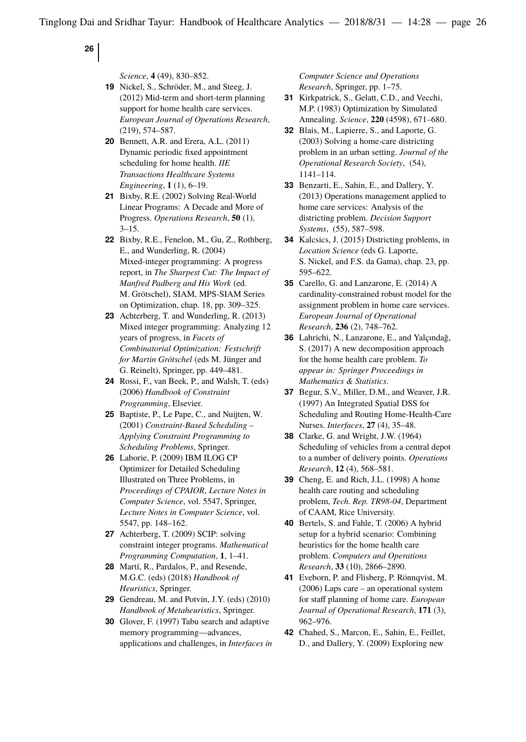*Science*, **4** (49), 830–852.

**19** Nickel, S., Schröder, M., and Steeg, J. (2012) Mid-term and short-term planning support for home health care services. *European Journal of Operations Research*, (219), 574–587.

**20** Bennett, A.R. and Erera, A.L. (2011) Dynamic periodic fixed appointment scheduling for home health. *IIE Transactions Healthcare Systems Engineering*, **1** (1), 6–19.

**21** Bixby, R.E. (2002) Solving Real-World Linear Programs: A Decade and More of Progress. *Operations Research*, **50** (1), 3–15.

**22** Bixby, R.E., Fenelon, M., Gu, Z., Rothberg, E., and Wunderling, R. (2004) Mixed-integer programming: A progress report, in *The Sharpest Cut: The Impact of Manfred Padberg and His Work* (ed. M. Grötschel), SIAM, MPS-SIAM Series on Optimization, chap. 18, pp. 309–325.

**23** Achterberg, T. and Wunderling, R. (2013) Mixed integer programming: Analyzing 12 years of progress, in *Facets of Combinatorial Optimization: Festschrift for Martin Grötschel* (eds M. Jünger and G. Reinelt), Springer, pp. 449–481.

**24** Rossi, F., van Beek, P., and Walsh, T. (eds) (2006) *Handbook of Constraint Programming*, Elsevier.

**25** Baptiste, P., Le Pape, C., and Nuijten, W. (2001) *Constraint-Based Scheduling – Applying Constraint Programming to Scheduling Problems*, Springer.

**26** Laborie, P. (2009) IBM ILOG CP Optimizer for Detailed Scheduling Illustrated on Three Problems, in *Proceedings of CPAIOR*, *Lecture Notes in Computer Science*, vol. 5547, Springer, *Lecture Notes in Computer Science*, vol. 5547, pp. 148–162.

**27** Achterberg, T. (2009) SCIP: solving constraint integer programs. *Mathematical Programming Computation*, **1**, 1–41.

**28** Martí, R., Pardalos, P., and Resende, M.G.C. (eds) (2018) *Handbook of Heuristics*, Springer.

**29** Gendreau, M. and Potvin, J.Y. (eds) (2010) *Handbook of Metaheuristics*, Springer.

**30** Glover, F. (1997) Tabu search and adaptive memory programming—advances, applications and challenges, in *Interfaces in Computer Science and Operations Research*, Springer, pp. 1–75.

**31** Kirkpatrick, S., Gelatt, C.D., and Vecchi, M.P. (1983) Optimization by Simulated Annealing. *Science*, **220** (4598), 671–680.

**32** Blais, M., Lapierre, S., and Laporte, G. (2003) Solving a home-care districting problem in an urban setting. *Journal of the Operational Research Society*, (54), 1141–114.

**33** Benzarti, E., Sahin, E., and Dallery, Y. (2013) Operations management applied to home care services: Analysis of the districting problem. *Decision Support Systems*, (55), 587–598.

**34** Kalcsics, J. (2015) Districting problems, in *Location Science* (eds G. Laporte, S. Nickel, and F.S. da Gama), chap. 23, pp. 595–622.

**35** Carello, G. and Lanzarone, E. (2014) A cardinality-constrained robust model for the assignment problem in home care services. *European Journal of Operational Research*, **236** (2), 748–762.

**36** Lahrichi, N., Lanzarone, E., and Yalçındağ, S. (2017) A new decomposition approach for the home health care problem. *To appear in: Springer Proceedings in Mathematics & Statistics*.

**37** Begur, S.V., Miller, D.M., and Weaver, J.R. (1997) An Integrated Spatial DSS for Scheduling and Routing Home-Health-Care Nurses. *Interfaces*, **27** (4), 35–48.

**38** Clarke, G. and Wright, J.W. (1964) Scheduling of vehicles from a central depot to a number of delivery points. *Operations Research*, **12** (4), 568–581.

**39** Cheng, E. and Rich, J.L. (1998) A home health care routing and scheduling problem, *Tech. Rep. TR98-04*, Department of CAAM, Rice University.

**40** Bertels, S. and Fahle, T. (2006) A hybrid setup for a hybrid scenario: Combining heuristics for the home health care problem. *Computers and Operations Research*, **33** (10), 2866–2890.

**41** Eveborn, P. and Flisberg, P. Rönnqvist, M. (2006) Laps care – an operational system for staff planning of home care. *European Journal of Operational Research*, **171** (3), 962–976.

**42** Chahed, S., Marcon, E., Sahin, E., Feillet, D., and Dallery, Y. (2009) Exploring new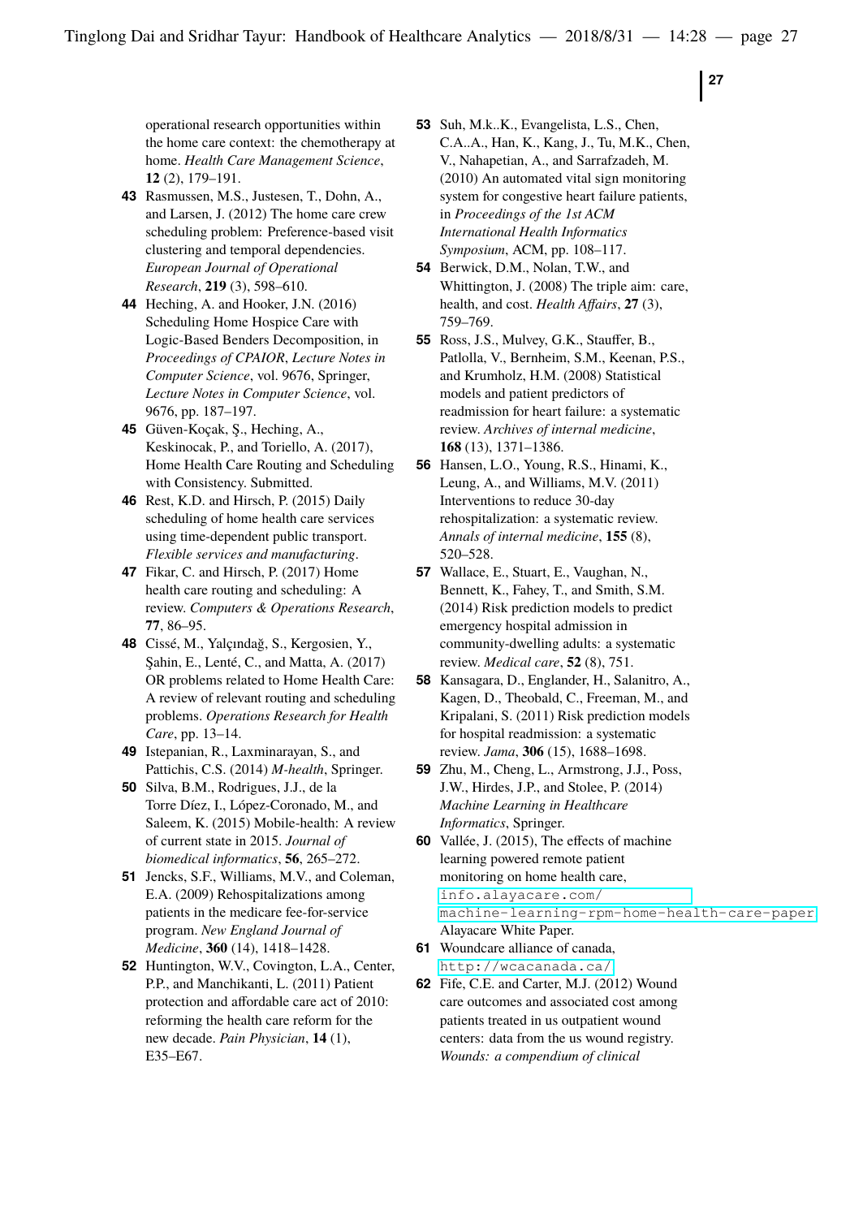operational research opportunities within the home care context: the chemotherapy at home. *Health Care Management Science*, **12** (2), 179–191.

**43** Rasmussen, M.S., Justesen, T., Dohn, A., and Larsen, J. (2012) The home care crew scheduling problem: Preference-based visit clustering and temporal dependencies. *European Journal of Operational Research*, **219** (3), 598–610.

**44** Heching, A. and Hooker, J.N. (2016) Scheduling Home Hospice Care with Logic-Based Benders Decomposition, in *Proceedings of CPAIOR*, *Lecture Notes in Computer Science*, vol. 9676, Springer, *Lecture Notes in Computer Science*, vol. 9676, pp. 187–197.

**45** Güven-Koçak, Ş., Heching, A., Keskinocak, P., and Toriello, A. (2017), Home Health Care Routing and Scheduling with Consistency. Submitted.

**46** Rest, K.D. and Hirsch, P. (2015) Daily scheduling of home health care services using time-dependent public transport. *Flexible services and manufacturing*.

**47** Fikar, C. and Hirsch, P. (2017) Home health care routing and scheduling: A review. *Computers & Operations Research*, **77**, 86–95.

**48** Cissé, M., Yalçındağ, S., Kergosien, Y., Şahin, E., Lenté, C., and Matta, A. (2017) OR problems related to Home Health Care: A review of relevant routing and scheduling problems. *Operations Research for Health Care*, pp. 13–14.

**49** Istepanian, R., Laxminarayan, S., and Pattichis, C.S. (2014) *M-health*, Springer.

**50** Silva, B.M., Rodrigues, J.J., de la Torre Díez, I., López-Coronado, M., and Saleem, K. (2015) Mobile-health: A review of current state in 2015. *Journal of biomedical informatics*, **56**, 265–272.

**51** Jencks, S.F., Williams, M.V., and Coleman, E.A. (2009) Rehospitalizations among patients in the medicare fee-for-service program. *New England Journal of Medicine*, **360** (14), 1418–1428.

**52** Huntington, W.V., Covington, L.A., Center, P.P., and Manchikanti, L. (2011) Patient protection and affordable care act of 2010: reforming the health care reform for the new decade. *Pain Physician*, **14** (1), E35–E67.

**53** Suh, M.k..K., Evangelista, L.S., Chen, C.A..A., Han, K., Kang, J., Tu, M.K., Chen, V., Nahapetian, A., and Sarrafzadeh, M. (2010) An automated vital sign monitoring system for congestive heart failure patients, in *Proceedings of the 1st ACM International Health Informatics Symposium*, ACM, pp. 108–117.

**54** Berwick, D.M., Nolan, T.W., and Whittington, J. (2008) The triple aim: care, health, and cost. *Health Affairs*, **27** (3), 759–769.

**55** Ross, J.S., Mulvey, G.K., Stauffer, B., Patlolla, V., Bernheim, S.M., Keenan, P.S., and Krumholz, H.M. (2008) Statistical models and patient predictors of readmission for heart failure: a systematic review. *Archives of internal medicine*, **168** (13), 1371–1386.

**56** Hansen, L.O., Young, R.S., Hinami, K., Leung, A., and Williams, M.V. (2011) Interventions to reduce 30-day rehospitalization: a systematic review. *Annals of internal medicine*, **155** (8), 520–528.

**57** Wallace, E., Stuart, E., Vaughan, N., Bennett, K., Fahey, T., and Smith, S.M. (2014) Risk prediction models to predict emergency hospital admission in community-dwelling adults: a systematic review. *Medical care*, **52** (8), 751.

**58** Kansagara, D., Englander, H., Salanitro, A., Kagen, D., Theobald, C., Freeman, M., and Kripalani, S. (2011) Risk prediction models for hospital readmission: a systematic review. *Jama*, **306** (15), 1688–1698.

**59** Zhu, M., Cheng, L., Armstrong, J.J., Poss, J.W., Hirdes, J.P., and Stolee, P. (2014) *Machine Learning in Healthcare Informatics*, Springer.

**60** Vallée, J. (2015), The effects of machine learning powered remote patient monitoring on home health care, `info.alayacare.com/machine-learning-rpm-home-health-care-paper` Alayacare White Paper.

**61** Woundcare alliance of canada, `http://wcacanada.ca/`

**62** Fife, C.E. and Carter, M.J. (2012) Wound care outcomes and associated cost among patients treated in us outpatient wound centers: data from the us wound registry. *Wounds: a compendium of clinical*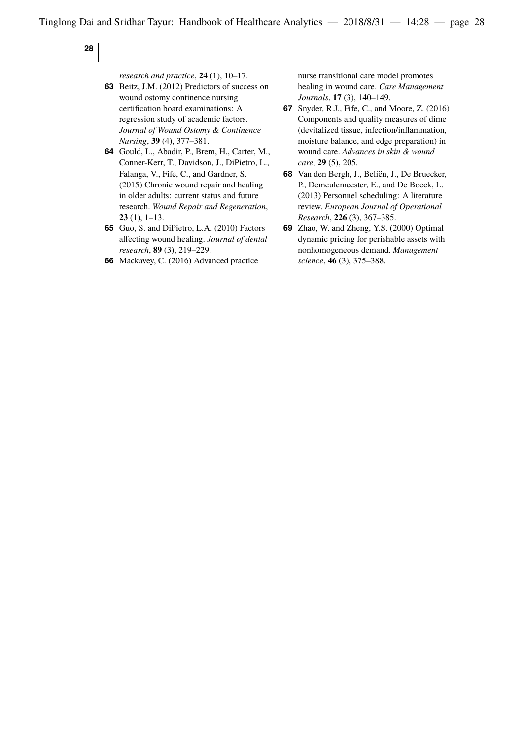*research and practice*, **24** (1), 10–17.

63 Beitz, J.M. (2012) Predictors of success on wound ostomy continence nursing certification board examinations: A regression study of academic factors. *Journal of Wound Ostomy & Continence Nursing*, **39** (4), 377–381.

64 Gould, L., Abadir, P., Brem, H., Carter, M., Conner-Kerr, T., Davidson, J., DiPietro, L., Falanga, V., Fife, C., and Gardner, S. (2015) Chronic wound repair and healing in older adults: current status and future research. *Wound Repair and Regeneration*, **23** (1), 1–13.

65 Guo, S. and DiPietro, L.A. (2010) Factors affecting wound healing. *Journal of dental research*, **89** (3), 219–229.

66 Mackavey, C. (2016) Advanced practice nurse transitional care model promotes healing in wound care. *Care Management Journals*, **17** (3), 140–149.

67 Snyder, R.J., Fife, C., and Moore, Z. (2016) Components and quality measures of dime (devitalized tissue, infection/inflammation, moisture balance, and edge preparation) in wound care. *Advances in skin & wound care*, **29** (5), 205.

68 Van den Bergh, J., Beliën, J., De Bruecker, P., Demeulemeester, E., and De Boeck, L. (2013) Personnel scheduling: A literature review. *European Journal of Operational Research*, **226** (3), 367–385.

69 Zhao, W. and Zheng, Y.S. (2000) Optimal dynamic pricing for perishable assets with nonhomogeneous demand. *Management science*, **46** (3), 375–388.